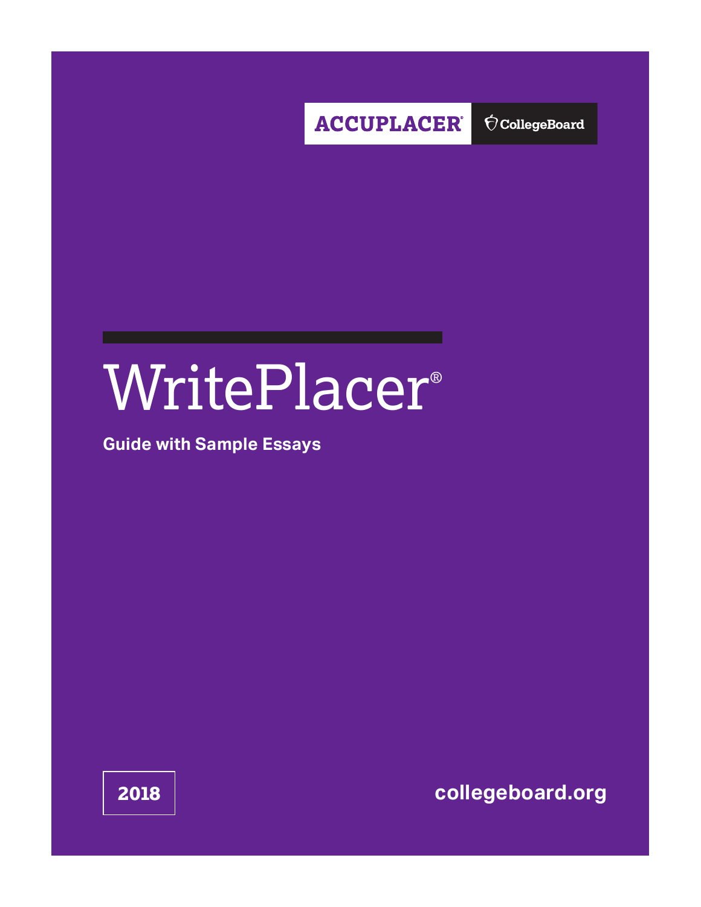ACCUPLACER® CollegeBoard

# WritePlacer®

**Guide with Sample Essays**

2018

collegeboard.org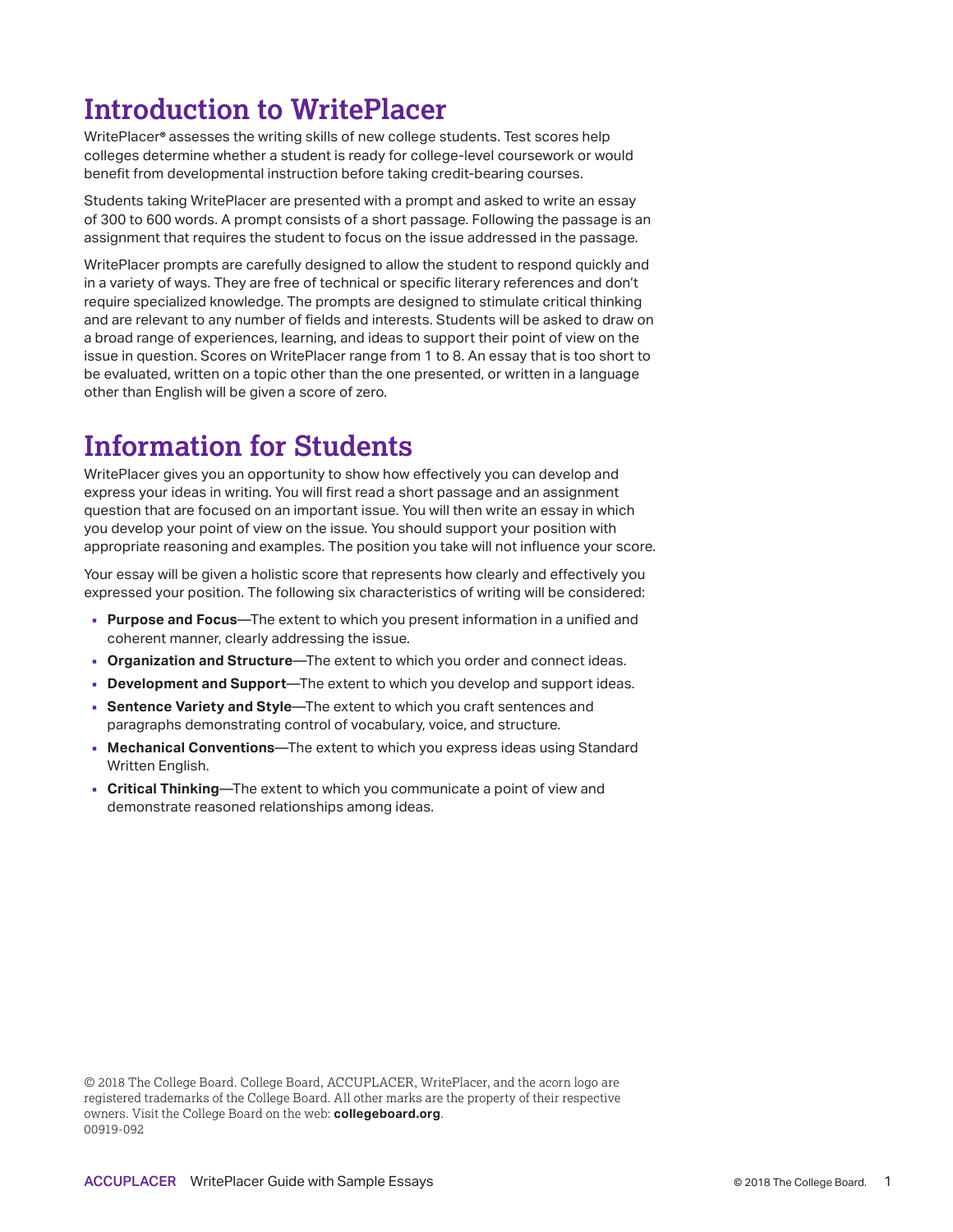# Introduction to WritePlacer

WritePlacer® assesses the writing skills of new college students. Test scores help colleges determine whether a student is ready for college-level coursework or would benefit from developmental instruction before taking credit-bearing courses.

Students taking WritePlacer are presented with a prompt and asked to write an essay of 300 to 600 words. A prompt consists of a short passage. Following the passage is an assignment that requires the student to focus on the issue addressed in the passage.

WritePlacer prompts are carefully designed to allow the student to respond quickly and in a variety of ways. They are free of technical or specific literary references and don't require specialized knowledge. The prompts are designed to stimulate critical thinking and are relevant to any number of fields and interests. Students will be asked to draw on a broad range of experiences, learning, and ideas to support their point of view on the issue in question. Scores on WritePlacer range from 1 to 8. An essay that is too short to be evaluated, written on a topic other than the one presented, or written in a language other than English will be given a score of zero.

# Information for Students

WritePlacer gives you an opportunity to show how effectively you can develop and express your ideas in writing. You will first read a short passage and an assignment question that are focused on an important issue. You will then write an essay in which you develop your point of view on the issue. You should support your position with appropriate reasoning and examples. The position you take will not influence your score.

Your essay will be given a holistic score that represents how clearly and effectively you expressed your position. The following six characteristics of writing will be considered:

- **Purpose and Focus**—The extent to which you present information in a unified and coherent manner, clearly addressing the issue.
- **Organization and Structure**—The extent to which you order and connect ideas.
- **Development and Support**—The extent to which you develop and support ideas.
- **Sentence Variety and Style**—The extent to which you craft sentences and paragraphs demonstrating control of vocabulary, voice, and structure.
- **Mechanical Conventions**—The extent to which you express ideas using Standard Written English.
- **Critical Thinking**—The extent to which you communicate a point of view and demonstrate reasoned relationships among ideas.

© 2018 The College Board. College Board, ACCUPLACER, WritePlacer, and the acorn logo are registered trademarks of the College Board. All other marks are the property of their respective owners. Visit the College Board on the web: **collegeboard.org**.
00919-092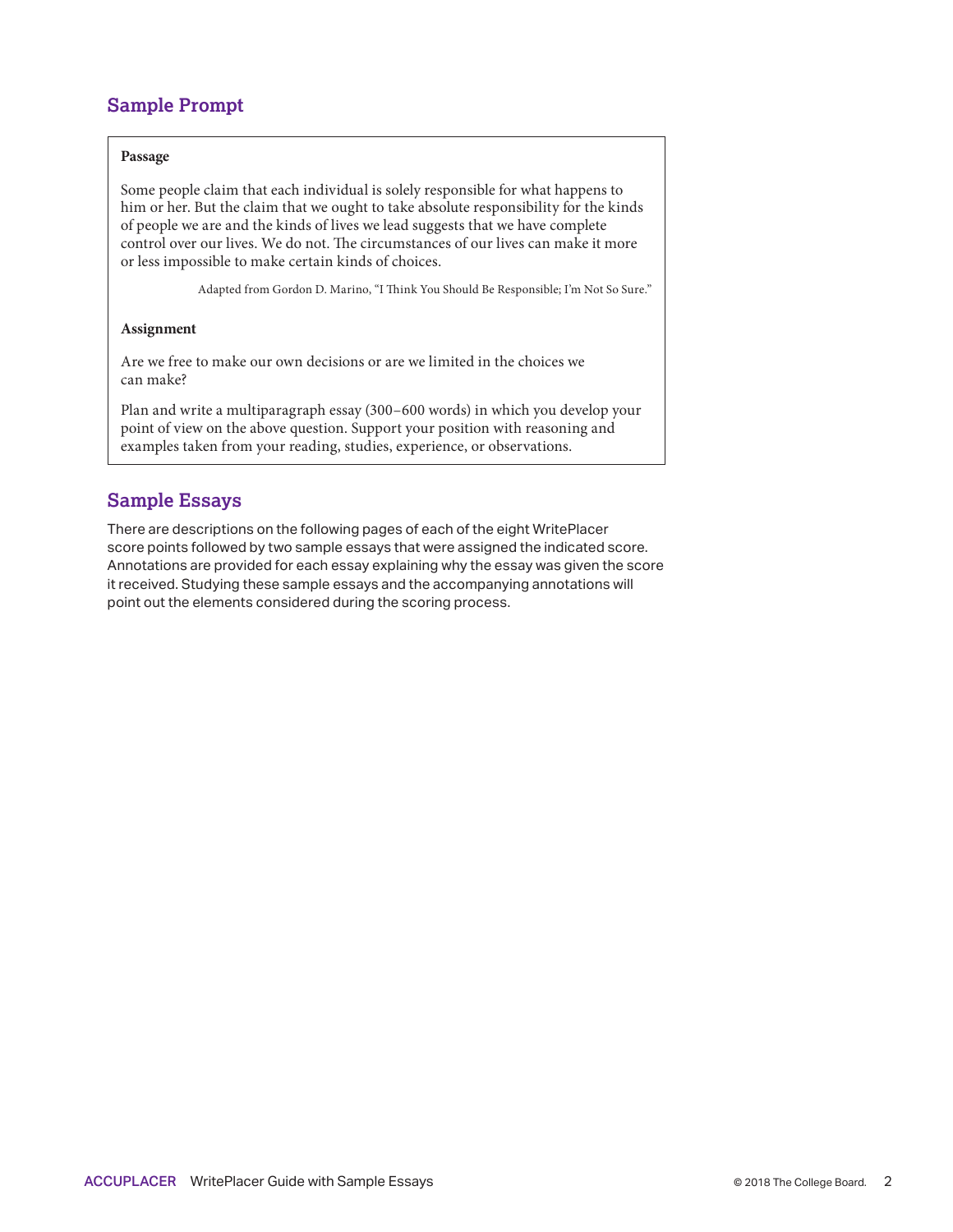## Sample Prompt

**Passage**

Some people claim that each individual is solely responsible for what happens to him or her. But the claim that we ought to take absolute responsibility for the kinds of people we are and the kinds of lives we lead suggests that we have complete control over our lives. We do not. The circumstances of our lives can make it more or less impossible to make certain kinds of choices.

Adapted from Gordon D. Marino, "I Think You Should Be Responsible; I'm Not So Sure."

**Assignment**

Are we free to make our own decisions or are we limited in the choices we can make?

Plan and write a multiparagraph essay (300–600 words) in which you develop your point of view on the above question. Support your position with reasoning and examples taken from your reading, studies, experience, or observations.

## Sample Essays

There are descriptions on the following pages of each of the eight WritePlacer score points followed by two sample essays that were assigned the indicated score. Annotations are provided for each essay explaining why the essay was given the score it received. Studying these sample essays and the accompanying annotations will point out the elements considered during the scoring process.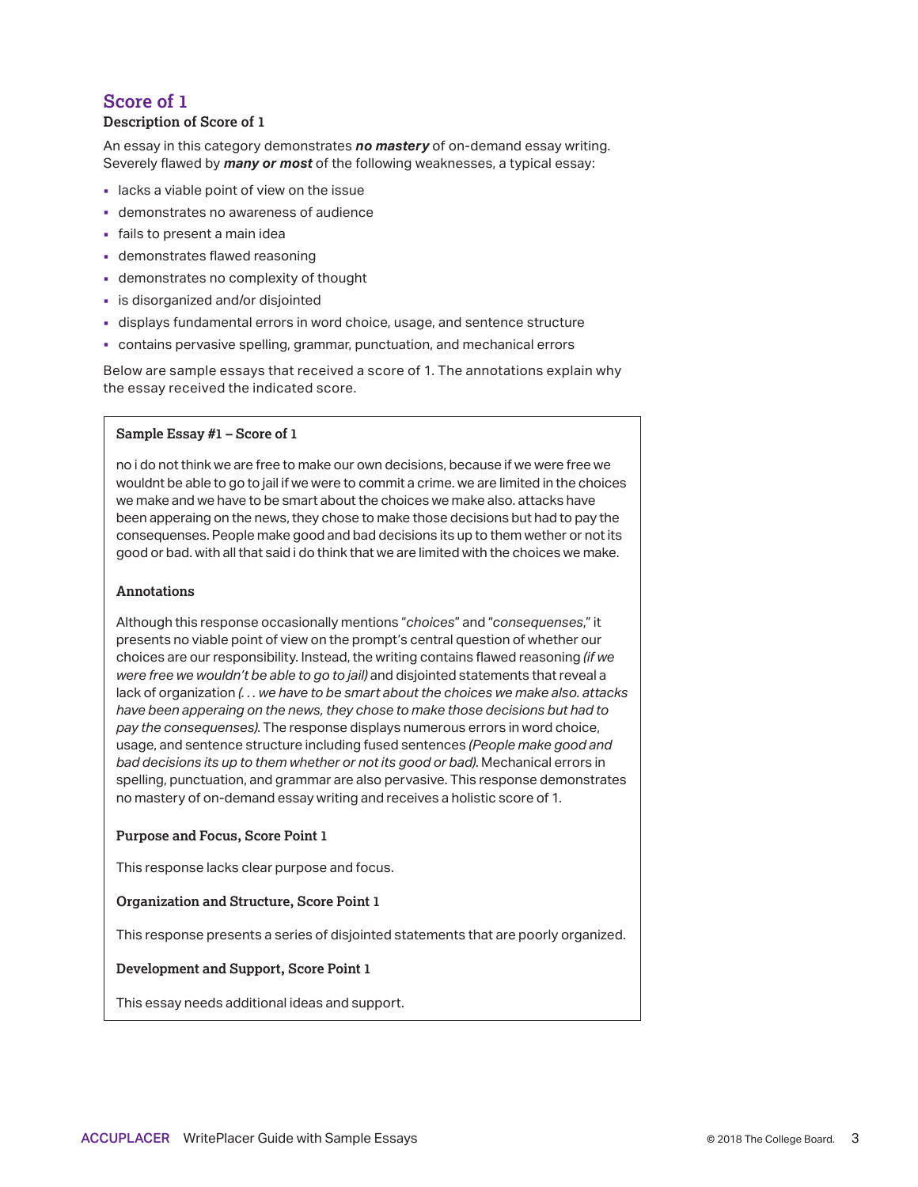## Score of 1

**Description of Score of 1**

An essay in this category demonstrates ***no mastery*** of on-demand essay writing. Severely flawed by ***many or most*** of the following weaknesses, a typical essay:

- lacks a viable point of view on the issue
- demonstrates no awareness of audience
- fails to present a main idea
- demonstrates flawed reasoning
- demonstrates no complexity of thought
- is disorganized and/or disjointed
- displays fundamental errors in word choice, usage, and sentence structure
- contains pervasive spelling, grammar, punctuation, and mechanical errors

Below are sample essays that received a score of 1. The annotations explain why the essay received the indicated score.

### Sample Essay #1 – Score of 1

no i do not think we are free to make our own decisions, because if we were free we wouldnt be able to go to jail if we were to commit a crime. we are limited in the choices we make and we have to be smart about the choices we make also. attacks have been appearing on the news, they chose to make those decisions but had to pay the consequenses. People make good and bad decisions its up to them wether or not its good or bad. with all that said i do think that we are limited with the choices we make.

**Annotations**

Although this response occasionally mentions "*choices*" and "*consequenses*," it presents no viable point of view on the prompt's central question of whether our choices are our responsibility. Instead, the writing contains flawed reasoning *(if we were free we wouldn't be able to go to jail)* and disjointed statements that reveal a lack of organization *(. . . we have to be smart about the choices we make also. attacks have been appearing on the news, they chose to make those decisions but had to pay the consequenses).* The response displays numerous errors in word choice, usage, and sentence structure including fused sentences *(People make good and bad decisions its up to them whether or not its good or bad).* Mechanical errors in spelling, punctuation, and grammar are also pervasive. This response demonstrates no mastery of on-demand essay writing and receives a holistic score of 1.

**Purpose and Focus, Score Point 1**

This response lacks clear purpose and focus.

**Organization and Structure, Score Point 1**

This response presents a series of disjointed statements that are poorly organized.

**Development and Support, Score Point 1**

This essay needs additional ideas and support.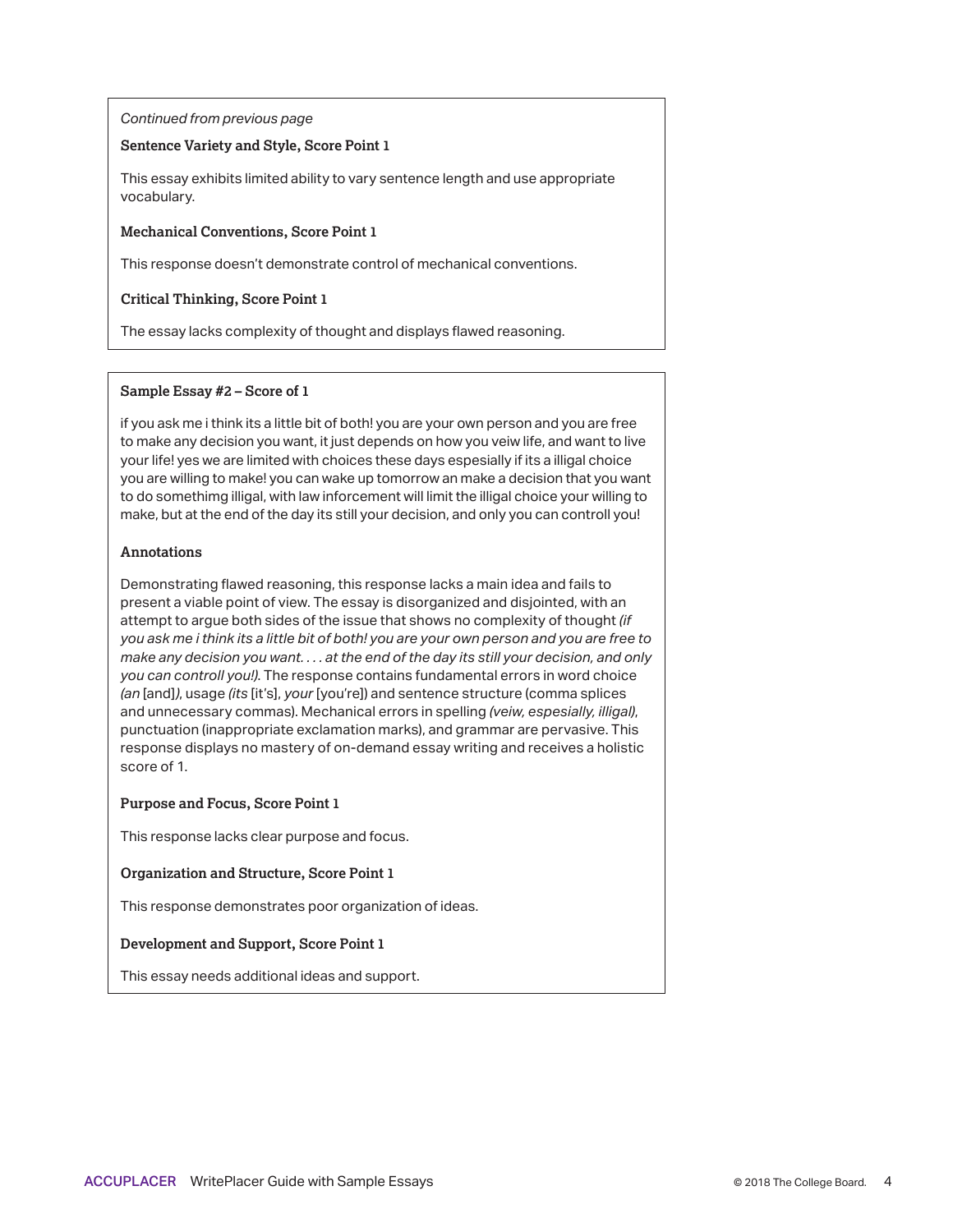*Continued from previous page*

**Sentence Variety and Style, Score Point 1**

This essay exhibits limited ability to vary sentence length and use appropriate vocabulary.

**Mechanical Conventions, Score Point 1**

This response doesn't demonstrate control of mechanical conventions.

**Critical Thinking, Score Point 1**

The essay lacks complexity of thought and displays flawed reasoning.

**Sample Essay #2 – Score of 1**

if you ask me i think its a little bit of both! you are your own person and you are free to make any decision you want, it just depends on how you veiw life, and want to live your life! yes we are limited with choices these days espesially if its a illigal choice you are willing to make! you can wake up tomorrow an make a decision that you want to do somethimg illigal, with law inforcement will limit the illigal choice your willing to make, but at the end of the day its still your decision, and only you can controll you!

**Annotations**

Demonstrating flawed reasoning, this response lacks a main idea and fails to present a viable point of view. The essay is disorganized and disjointed, with an attempt to argue both sides of the issue that shows no complexity of thought *(if you ask me i think its a little bit of both! you are your own person and you are free to make any decision you want. . . . at the end of the day its still your decision, and only you can controll you!)*. The response contains fundamental errors in word choice *(an* [and]*)*, usage *(its* [it's], *your* [you're]) and sentence structure (comma splices and unnecessary commas). Mechanical errors in spelling *(veiw, espesially, illigal)*, punctuation (inappropriate exclamation marks), and grammar are pervasive. This response displays no mastery of on-demand essay writing and receives a holistic score of 1.

**Purpose and Focus, Score Point 1**

This response lacks clear purpose and focus.

**Organization and Structure, Score Point 1**

This response demonstrates poor organization of ideas.

**Development and Support, Score Point 1**

This essay needs additional ideas and support.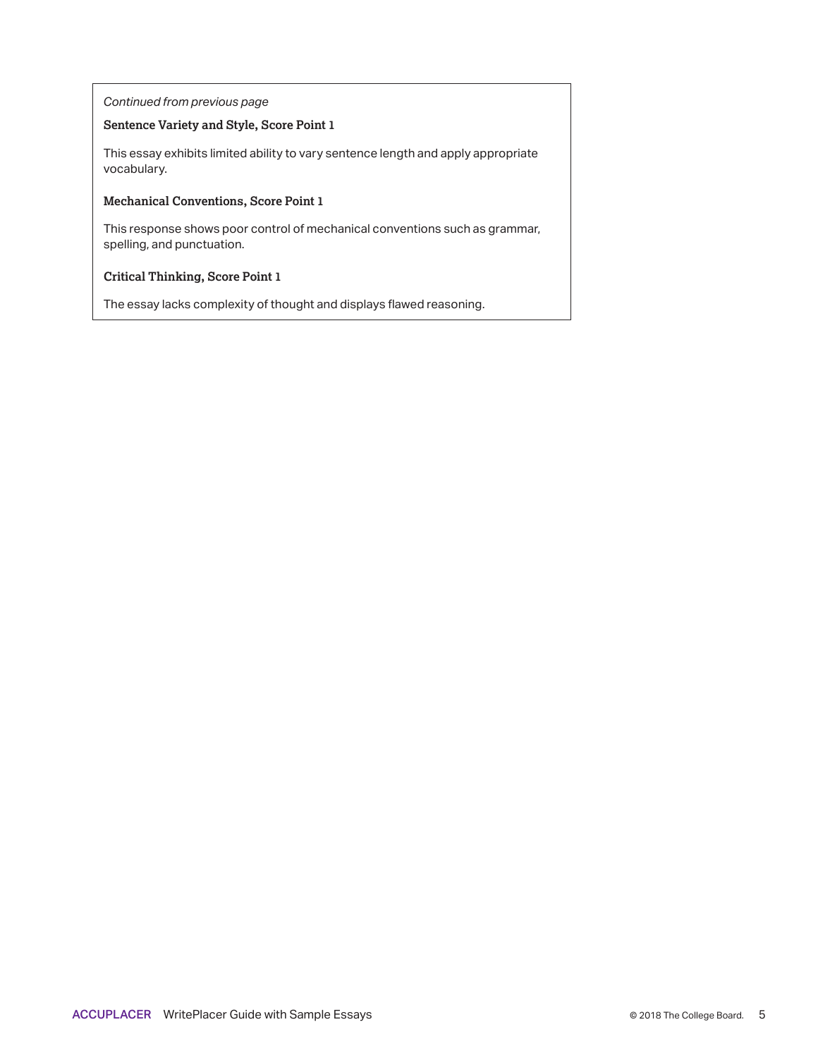*Continued from previous page*

**Sentence Variety and Style, Score Point 1**

This essay exhibits limited ability to vary sentence length and apply appropriate vocabulary.

**Mechanical Conventions, Score Point 1**

This response shows poor control of mechanical conventions such as grammar, spelling, and punctuation.

**Critical Thinking, Score Point 1**

The essay lacks complexity of thought and displays flawed reasoning.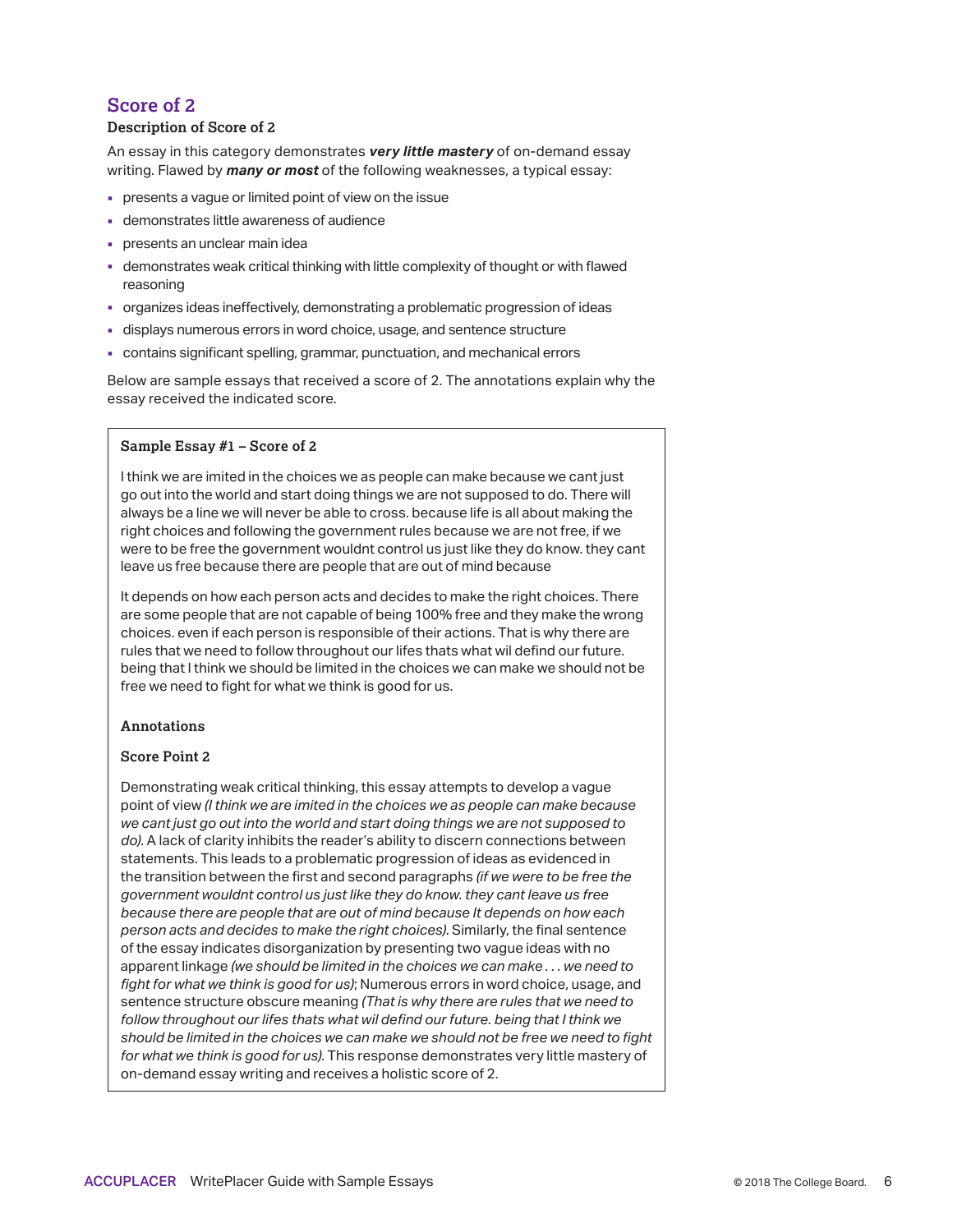## Score of 2

**Description of Score of 2**

An essay in this category demonstrates ***very little mastery*** of on-demand essay writing. Flawed by ***many or most*** of the following weaknesses, a typical essay:

- presents a vague or limited point of view on the issue
- demonstrates little awareness of audience
- presents an unclear main idea
- demonstrates weak critical thinking with little complexity of thought or with flawed reasoning
- organizes ideas ineffectively, demonstrating a problematic progression of ideas
- displays numerous errors in word choice, usage, and sentence structure
- contains significant spelling, grammar, punctuation, and mechanical errors

Below are sample essays that received a score of 2. The annotations explain why the essay received the indicated score.

**Sample Essay #1 – Score of 2**

I think we are imited in the choices we as people can make because we cant just go out into the world and start doing things we are not supposed to do. There will always be a line we will never be able to cross. because life is all about making the right choices and following the government rules because we are not free, if we were to be free the government wouldnt control us just like they do know. they cant leave us free because there are people that are out of mind because

It depends on how each person acts and decides to make the right choices. There are some people that are not capable of being 100% free and they make the wrong choices. even if each person is responsible of their actions. That is why there are rules that we need to follow throughout our lifes thats what wil defind our future. being that I think we should be limited in the choices we can make we should not be free we need to fight for what we think is good for us.

**Annotations**

**Score Point 2**

Demonstrating weak critical thinking, this essay attempts to develop a vague point of view *(I think we are imited in the choices we as people can make because we cant just go out into the world and start doing things we are not supposed to do).* A lack of clarity inhibits the reader's ability to discern connections between statements. This leads to a problematic progression of ideas as evidenced in the transition between the first and second paragraphs *(if we were to be free the government wouldnt control us just like they do know. they cant leave us free because there are people that are out of mind because It depends on how each person acts and decides to make the right choices).* Similarly, the final sentence of the essay indicates disorganization by presenting two vague ideas with no apparent linkage *(we should be limited in the choices we can make . . . we need to fight for what we think is good for us)*; Numerous errors in word choice, usage, and sentence structure obscure meaning *(That is why there are rules that we need to follow throughout our lifes thats what wil defind our future. being that I think we should be limited in the choices we can make we should not be free we need to fight for what we think is good for us).* This response demonstrates very little mastery of on-demand essay writing and receives a holistic score of 2.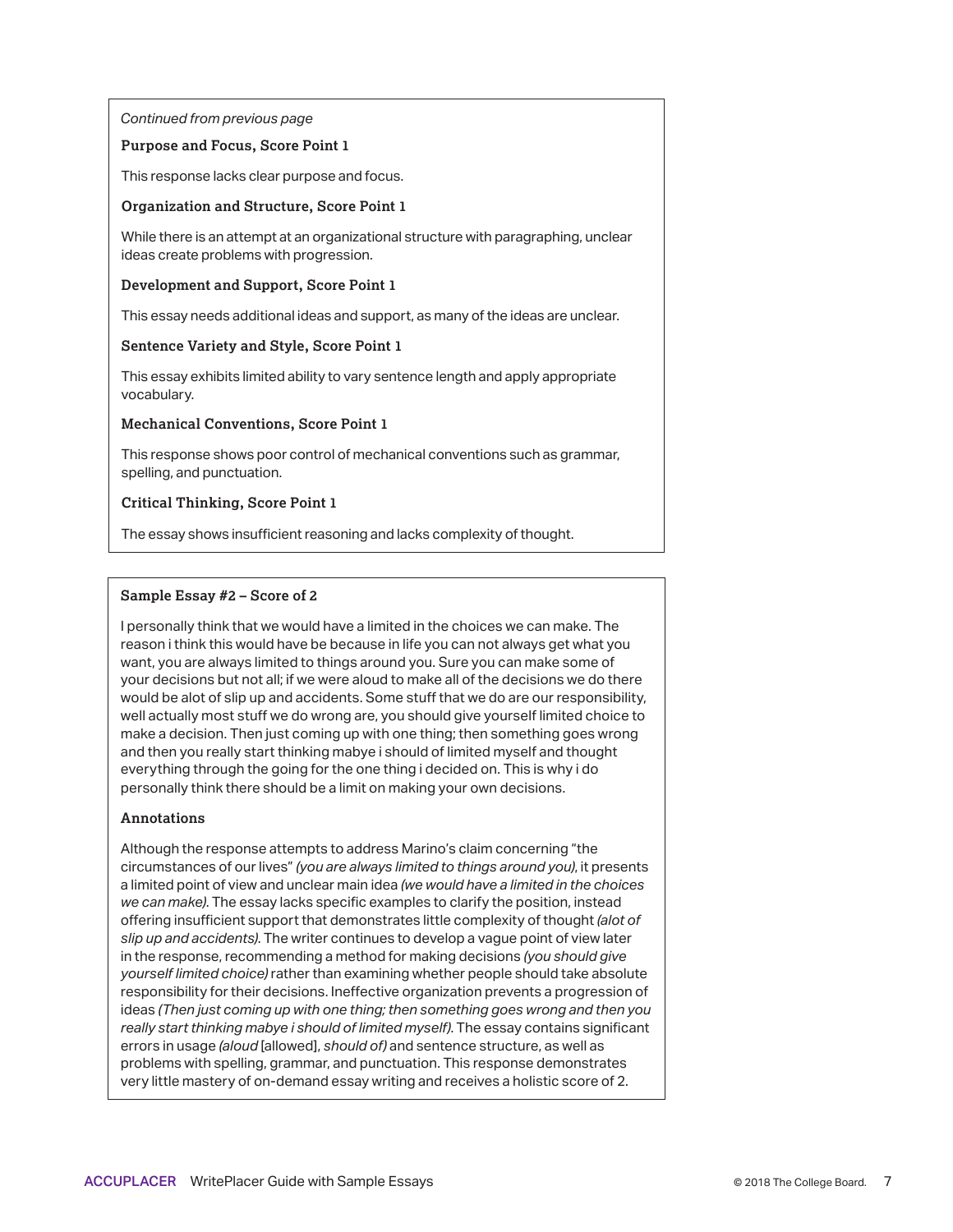*Continued from previous page*

**Purpose and Focus, Score Point 1**

This response lacks clear purpose and focus.

**Organization and Structure, Score Point 1**

While there is an attempt at an organizational structure with paragraphing, unclear ideas create problems with progression.

**Development and Support, Score Point 1**

This essay needs additional ideas and support, as many of the ideas are unclear.

**Sentence Variety and Style, Score Point 1**

This essay exhibits limited ability to vary sentence length and apply appropriate vocabulary.

**Mechanical Conventions, Score Point 1**

This response shows poor control of mechanical conventions such as grammar, spelling, and punctuation.

**Critical Thinking, Score Point 1**

The essay shows insufficient reasoning and lacks complexity of thought.

**Sample Essay #2 – Score of 2**

I personally think that we would have a limited in the choices we can make. The reason i think this would have be because in life you can not always get what you want, you are always limited to things around you. Sure you can make some of your decisions but not all; if we were aloud to make all of the decisions we do there would be alot of slip up and accidents. Some stuff that we do are our responsibility, well actually most stuff we do wrong are, you should give yourself limited choice to make a decision. Then just coming up with one thing; then something goes wrong and then you really start thinking mabye i should of limited myself and thought everything through the going for the one thing i decided on. This is why i do personally think there should be a limit on making your own decisions.

**Annotations**

Although the response attempts to address Marino's claim concerning "the circumstances of our lives" *(you are always limited to things around you)*, it presents a limited point of view and unclear main idea *(we would have a limited in the choices we can make)*. The essay lacks specific examples to clarify the position, instead offering insufficient support that demonstrates little complexity of thought *(alot of slip up and accidents)*. The writer continues to develop a vague point of view later in the response, recommending a method for making decisions *(you should give yourself limited choice)* rather than examining whether people should take absolute responsibility for their decisions. Ineffective organization prevents a progression of ideas *(Then just coming up with one thing; then something goes wrong and then you really start thinking mabye i should of limited myself)*. The essay contains significant errors in usage *(aloud* [allowed], *should of)* and sentence structure, as well as problems with spelling, grammar, and punctuation. This response demonstrates very little mastery of on-demand essay writing and receives a holistic score of 2.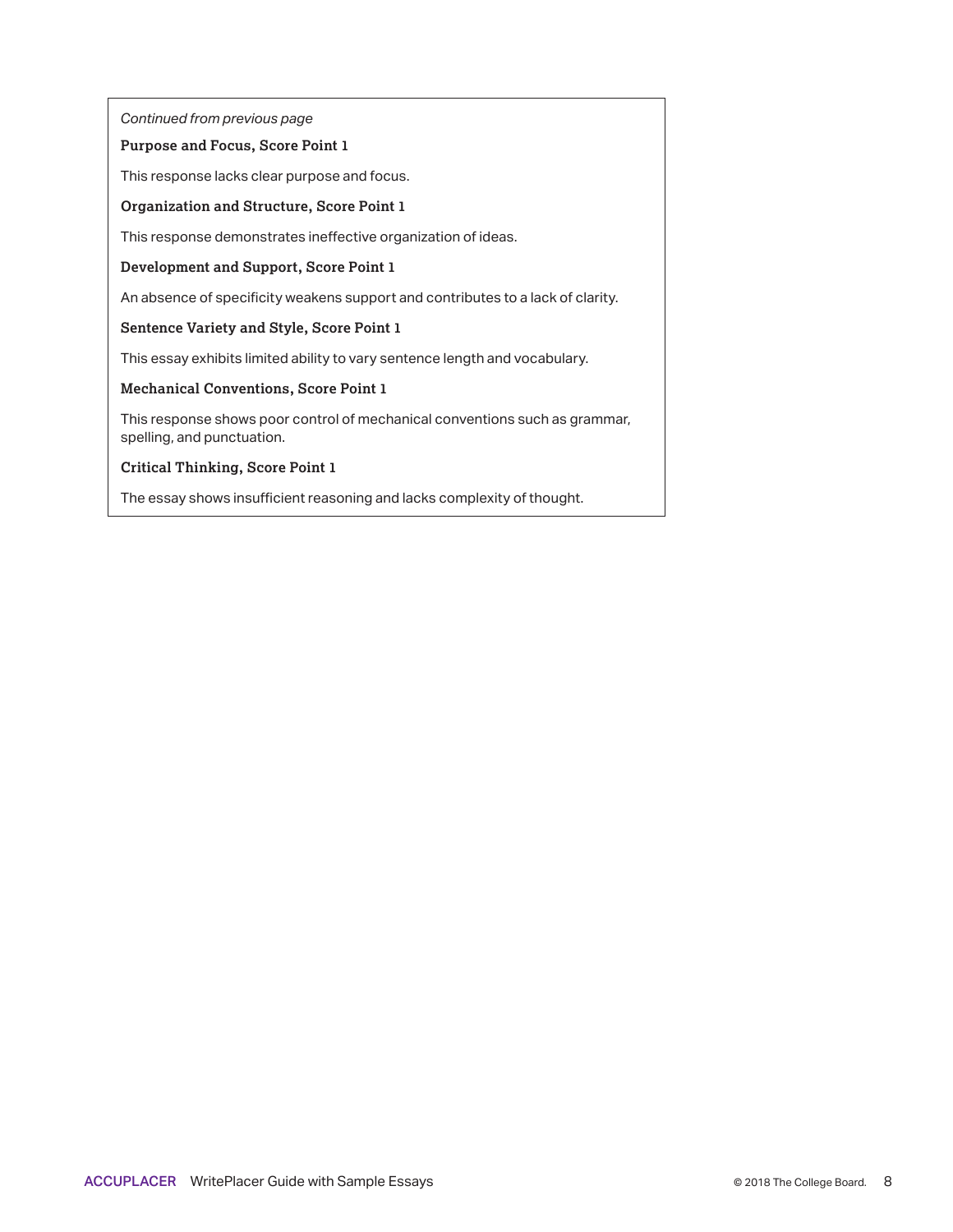*Continued from previous page*

**Purpose and Focus, Score Point 1**

This response lacks clear purpose and focus.

**Organization and Structure, Score Point 1**

This response demonstrates ineffective organization of ideas.

**Development and Support, Score Point 1**

An absence of specificity weakens support and contributes to a lack of clarity.

**Sentence Variety and Style, Score Point 1**

This essay exhibits limited ability to vary sentence length and vocabulary.

**Mechanical Conventions, Score Point 1**

This response shows poor control of mechanical conventions such as grammar, spelling, and punctuation.

**Critical Thinking, Score Point 1**

The essay shows insufficient reasoning and lacks complexity of thought.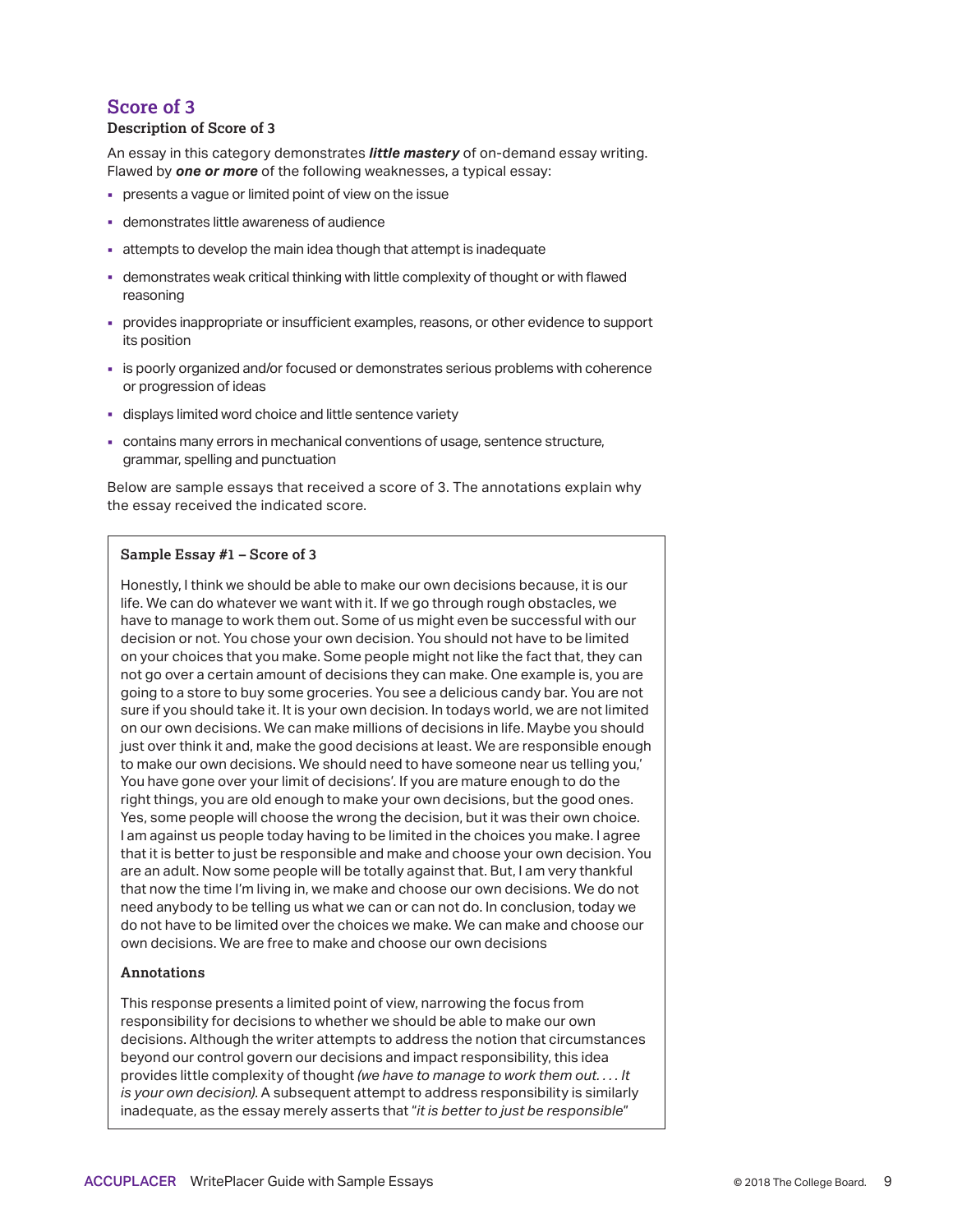## Score of 3

### Description of Score of 3

An essay in this category demonstrates ***little mastery*** of on-demand essay writing. Flawed by ***one or more*** of the following weaknesses, a typical essay:

- presents a vague or limited point of view on the issue
- demonstrates little awareness of audience
- attempts to develop the main idea though that attempt is inadequate
- demonstrates weak critical thinking with little complexity of thought or with flawed reasoning
- provides inappropriate or insufficient examples, reasons, or other evidence to support its position
- is poorly organized and/or focused or demonstrates serious problems with coherence or progression of ideas
- displays limited word choice and little sentence variety
- contains many errors in mechanical conventions of usage, sentence structure, grammar, spelling and punctuation

Below are sample essays that received a score of 3. The annotations explain why the essay received the indicated score.

### Sample Essay #1 – Score of 3

Honestly, I think we should be able to make our own decisions because, it is our life. We can do whatever we want with it. If we go through rough obstacles, we have to manage to work them out. Some of us might even be successful with our decision or not. You chose your own decision. You should not have to be limited on your choices that you make. Some people might not like the fact that, they can not go over a certain amount of decisions they can make. One example is, you are going to a store to buy some groceries. You see a delicious candy bar. You are not sure if you should take it. It is your own decision. In todays world, we are not limited on our own decisions. We can make millions of decisions in life. Maybe you should just over think it and, make the good decisions at least. We are responsible enough to make our own decisions. We should need to have someone near us telling you,' You have gone over your limit of decisions'. If you are mature enough to do the right things, you are old enough to make your own decisions, but the good ones. Yes, some people will choose the wrong the decision, but it was their own choice. I am against us people today having to be limited in the choices you make. I agree that it is better to just be responsible and make and choose your own decision. You are an adult. Now some people will be totally against that. But, I am very thankful that now the time I'm living in, we make and choose our own decisions. We do not need anybody to be telling us what we can or can not do. In conclusion, today we do not have to be limited over the choices we make. We can make and choose our own decisions. We are free to make and choose our own decisions

#### Annotations

This response presents a limited point of view, narrowing the focus from responsibility for decisions to whether we should be able to make our own decisions. Although the writer attempts to address the notion that circumstances beyond our control govern our decisions and impact responsibility, this idea provides little complexity of thought *(we have to manage to work them out. . . . It is your own decision)*. A subsequent attempt to address responsibility is similarly inadequate, as the essay merely asserts that "*it is better to just be responsible*"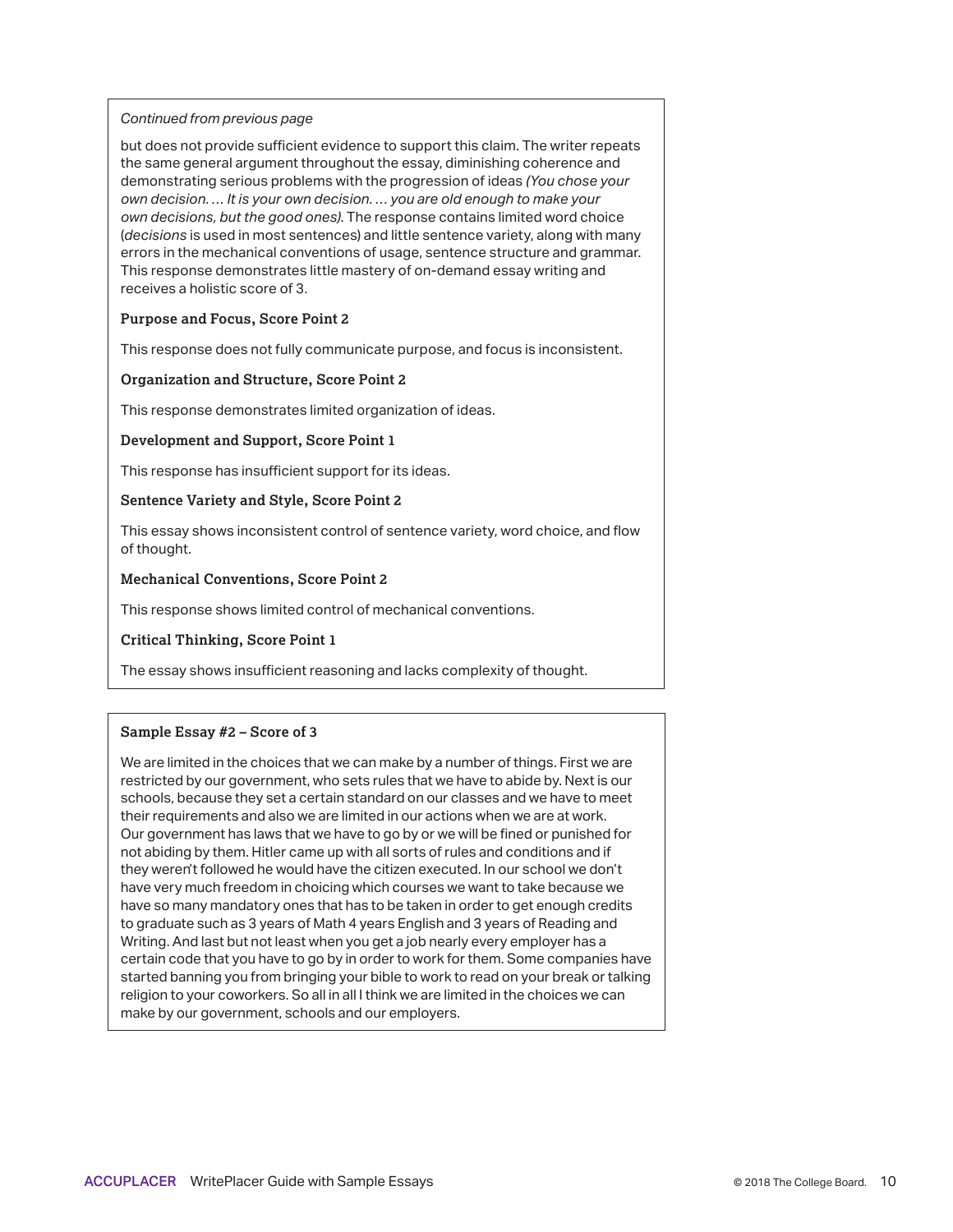*Continued from previous page*

but does not provide sufficient evidence to support this claim. The writer repeats the same general argument throughout the essay, diminishing coherence and demonstrating serious problems with the progression of ideas *(You chose your own decision. … It is your own decision. … you are old enough to make your own decisions, but the good ones).* The response contains limited word choice (*decisions* is used in most sentences) and little sentence variety, along with many errors in the mechanical conventions of usage, sentence structure and grammar. This response demonstrates little mastery of on-demand essay writing and receives a holistic score of 3.

**Purpose and Focus, Score Point 2**

This response does not fully communicate purpose, and focus is inconsistent.

**Organization and Structure, Score Point 2**

This response demonstrates limited organization of ideas.

**Development and Support, Score Point 1**

This response has insufficient support for its ideas.

**Sentence Variety and Style, Score Point 2**

This essay shows inconsistent control of sentence variety, word choice, and flow of thought.

**Mechanical Conventions, Score Point 2**

This response shows limited control of mechanical conventions.

**Critical Thinking, Score Point 1**

The essay shows insufficient reasoning and lacks complexity of thought.

**Sample Essay #2 – Score of 3**

We are limited in the choices that we can make by a number of things. First we are restricted by our government, who sets rules that we have to abide by. Next is our schools, because they set a certain standard on our classes and we have to meet their requirements and also we are limited in our actions when we are at work. Our government has laws that we have to go by or we will be fined or punished for not abiding by them. Hitler came up with all sorts of rules and conditions and if they weren't followed he would have the citizen executed. In our school we don't have very much freedom in choicing which courses we want to take because we have so many mandatory ones that has to be taken in order to get enough credits to graduate such as 3 years of Math 4 years English and 3 years of Reading and Writing. And last but not least when you get a job nearly every employer has a certain code that you have to go by in order to work for them. Some companies have started banning you from bringing your bible to work to read on your break or talking religion to your coworkers. So all in all I think we are limited in the choices we can make by our government, schools and our employers.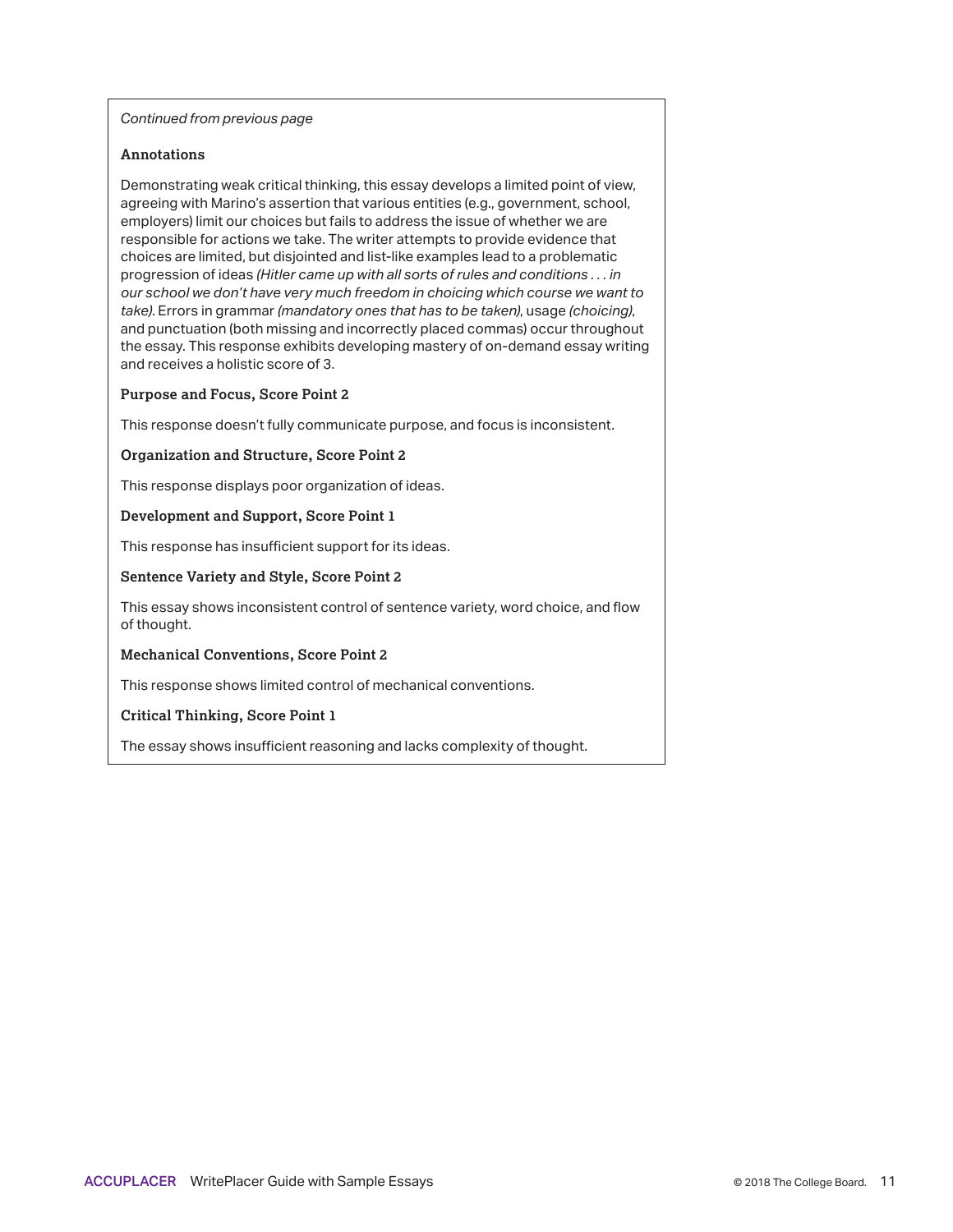*Continued from previous page*

**Annotations**

Demonstrating weak critical thinking, this essay develops a limited point of view, agreeing with Marino's assertion that various entities (e.g., government, school, employers) limit our choices but fails to address the issue of whether we are responsible for actions we take. The writer attempts to provide evidence that choices are limited, but disjointed and list-like examples lead to a problematic progression of ideas *(Hitler came up with all sorts of rules and conditions . . . in our school we don't have very much freedom in choicing which course we want to take)*. Errors in grammar *(mandatory ones that has to be taken)*, usage *(choicing)*, and punctuation (both missing and incorrectly placed commas) occur throughout the essay. This response exhibits developing mastery of on-demand essay writing and receives a holistic score of 3.

**Purpose and Focus, Score Point 2**

This response doesn't fully communicate purpose, and focus is inconsistent.

**Organization and Structure, Score Point 2**

This response displays poor organization of ideas.

**Development and Support, Score Point 1**

This response has insufficient support for its ideas.

**Sentence Variety and Style, Score Point 2**

This essay shows inconsistent control of sentence variety, word choice, and flow of thought.

**Mechanical Conventions, Score Point 2**

This response shows limited control of mechanical conventions.

**Critical Thinking, Score Point 1**

The essay shows insufficient reasoning and lacks complexity of thought.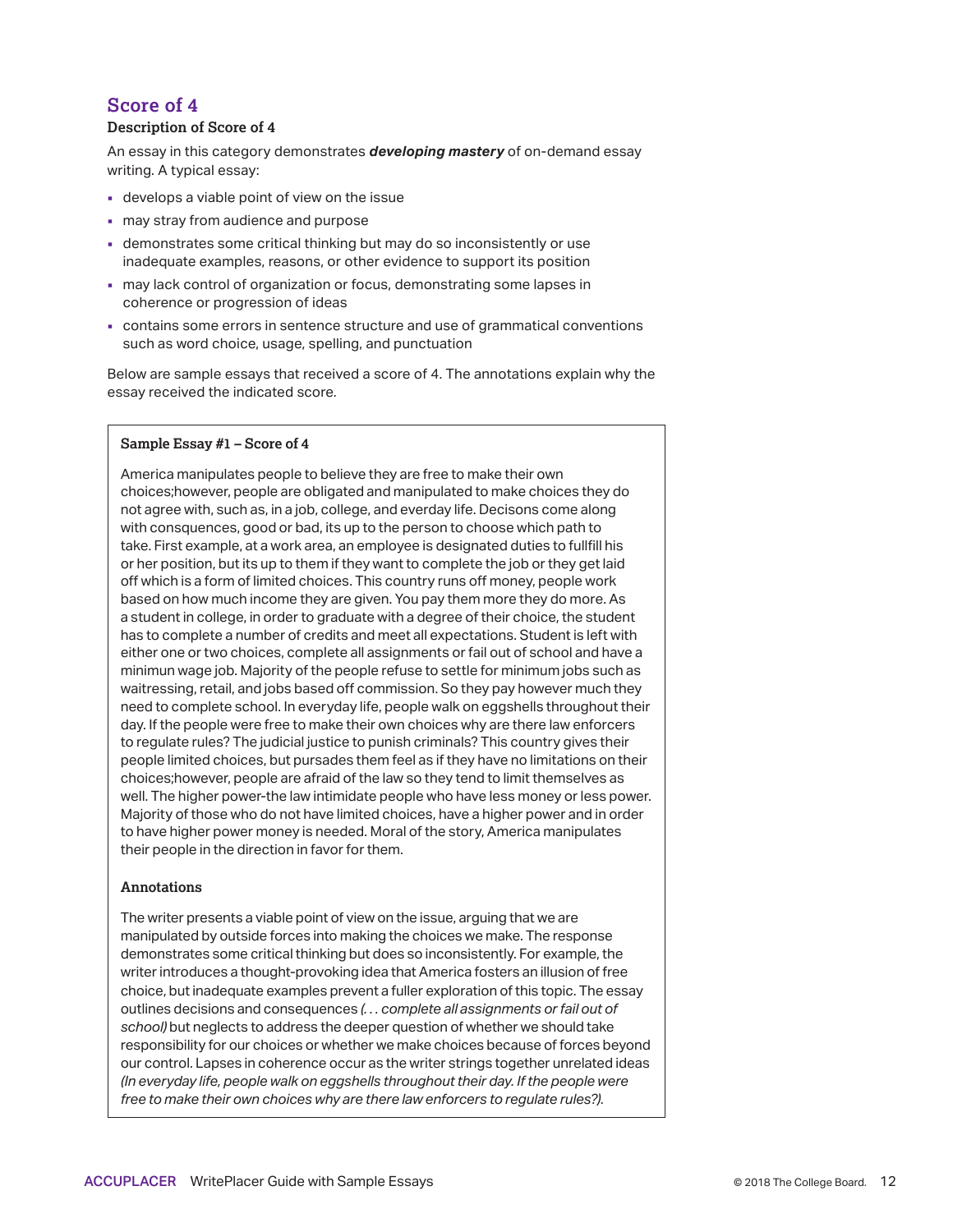## Score of 4

**Description of Score of 4**

An essay in this category demonstrates ***developing mastery*** of on-demand essay writing. A typical essay:

- develops a viable point of view on the issue
- may stray from audience and purpose
- demonstrates some critical thinking but may do so inconsistently or use inadequate examples, reasons, or other evidence to support its position
- may lack control of organization or focus, demonstrating some lapses in coherence or progression of ideas
- contains some errors in sentence structure and use of grammatical conventions such as word choice, usage, spelling, and punctuation

Below are sample essays that received a score of 4. The annotations explain why the essay received the indicated score.

**Sample Essay #1 – Score of 4**

America manipulates people to believe they are free to make their own choices;however, people are obligated and manipulated to make choices they do not agree with, such as, in a job, college, and everday life. Decisons come along with consquences, good or bad, its up to the person to choose which path to take. First example, at a work area, an employee is designated duties to fullfill his or her position, but its up to them if they want to complete the job or they get laid off which is a form of limited choices. This country runs off money, people work based on how much income they are given. You pay them more they do more. As a student in college, in order to graduate with a degree of their choice, the student has to complete a number of credits and meet all expectations. Student is left with either one or two choices, complete all assignments or fail out of school and have a minimun wage job. Majority of the people refuse to settle for minimum jobs such as waitressing, retail, and jobs based off commission. So they pay however much they need to complete school. In everyday life, people walk on eggshells throughout their day. If the people were free to make their own choices why are there law enforcers to regulate rules? The judicial justice to punish criminals? This country gives their people limited choices, but pursades them feel as if they have no limitations on their choices;however, people are afraid of the law so they tend to limit themselves as well. The higher power-the law intimidate people who have less money or less power. Majority of those who do not have limited choices, have a higher power and in order to have higher power money is needed. Moral of the story, America manipulates their people in the direction in favor for them.

**Annotations**

The writer presents a viable point of view on the issue, arguing that we are manipulated by outside forces into making the choices we make. The response demonstrates some critical thinking but does so inconsistently. For example, the writer introduces a thought-provoking idea that America fosters an illusion of free choice, but inadequate examples prevent a fuller exploration of this topic. The essay outlines decisions and consequences *(. . . complete all assignments or fail out of school)* but neglects to address the deeper question of whether we should take responsibility for our choices or whether we make choices because of forces beyond our control. Lapses in coherence occur as the writer strings together unrelated ideas *(In everyday life, people walk on eggshells throughout their day. If the people were free to make their own choices why are there law enforcers to regulate rules?).*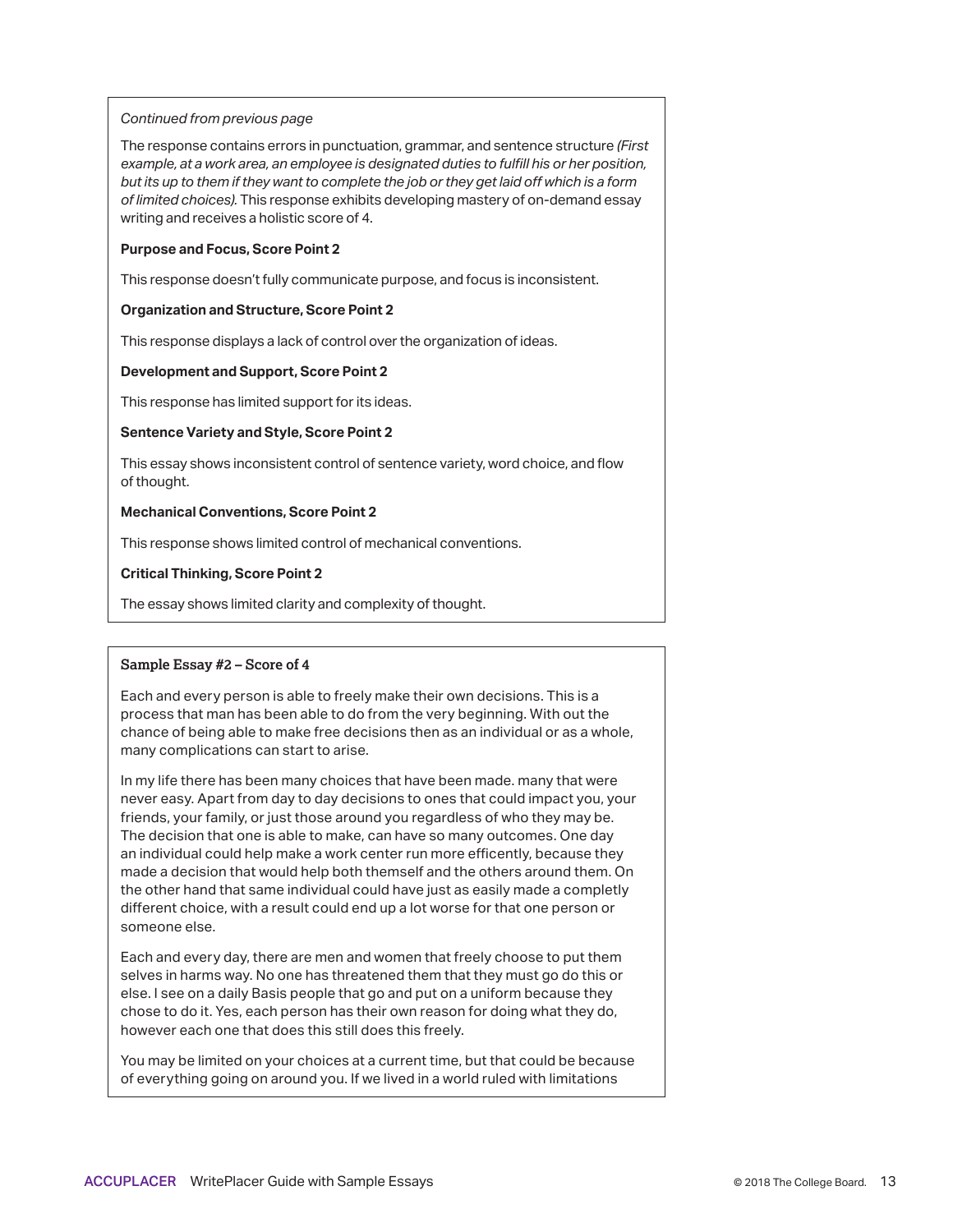*Continued from previous page*

The response contains errors in punctuation, grammar, and sentence structure *(First example, at a work area, an employee is designated duties to fulfill his or her position, but its up to them if they want to complete the job or they get laid off which is a form of limited choices).* This response exhibits developing mastery of on-demand essay writing and receives a holistic score of 4.

**Purpose and Focus, Score Point 2**

This response doesn't fully communicate purpose, and focus is inconsistent.

**Organization and Structure, Score Point 2**

This response displays a lack of control over the organization of ideas.

**Development and Support, Score Point 2**

This response has limited support for its ideas.

**Sentence Variety and Style, Score Point 2**

This essay shows inconsistent control of sentence variety, word choice, and flow of thought.

**Mechanical Conventions, Score Point 2**

This response shows limited control of mechanical conventions.

**Critical Thinking, Score Point 2**

The essay shows limited clarity and complexity of thought.

**Sample Essay #2 – Score of 4**

Each and every person is able to freely make their own decisions. This is a process that man has been able to do from the very beginning. With out the chance of being able to make free decisions then as an individual or as a whole, many complications can start to arise.

In my life there has been many choices that have been made. many that were never easy. Apart from day to day decisions to ones that could impact you, your friends, your family, or just those around you regardless of who they may be. The decision that one is able to make, can have so many outcomes. One day an individual could help make a work center run more efficently, because they made a decision that would help both themself and the others around them. On the other hand that same individual could have just as easily made a completly different choice, with a result could end up a lot worse for that one person or someone else.

Each and every day, there are men and women that freely choose to put them selves in harms way. No one has threatened them that they must go do this or else. I see on a daily Basis people that go and put on a uniform because they chose to do it. Yes, each person has their own reason for doing what they do, however each one that does this still does this freely.

You may be limited on your choices at a current time, but that could be because of everything going on around you. If we lived in a world ruled with limitations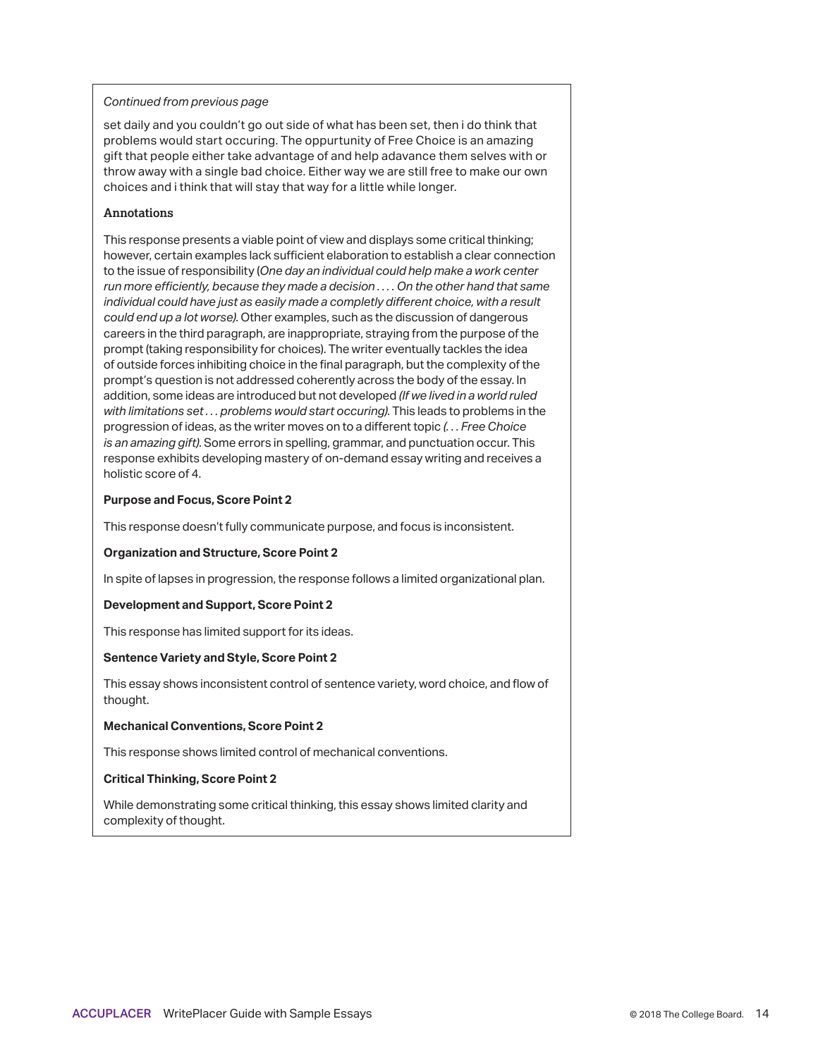*Continued from previous page*

set daily and you couldn't go out side of what has been set, then i do think that problems would start occuring. The oppurtunity of Free Choice is an amazing gift that people either take advantage of and help adavance them selves with or throw away with a single bad choice. Either way we are still free to make our own choices and i think that will stay that way for a little while longer.

**Annotations**

This response presents a viable point of view and displays some critical thinking; however, certain examples lack sufficient elaboration to establish a clear connection to the issue of responsibility (*One day an individual could help make a work center run more efficiently, because they made a decision . . . . On the other hand that same individual could have just as easily made a completly different choice, with a result could end up a lot worse).* Other examples, such as the discussion of dangerous careers in the third paragraph, are inappropriate, straying from the purpose of the prompt (taking responsibility for choices). The writer eventually tackles the idea of outside forces inhibiting choice in the final paragraph, but the complexity of the prompt's question is not addressed coherently across the body of the essay. In addition, some ideas are introduced but not developed *(If we lived in a world ruled with limitations set . . . problems would start occuring).* This leads to problems in the progression of ideas, as the writer moves on to a different topic *(. . . Free Choice is an amazing gift).* Some errors in spelling, grammar, and punctuation occur. This response exhibits developing mastery of on-demand essay writing and receives a holistic score of 4.

**Purpose and Focus, Score Point 2**

This response doesn't fully communicate purpose, and focus is inconsistent.

**Organization and Structure, Score Point 2**

In spite of lapses in progression, the response follows a limited organizational plan.

**Development and Support, Score Point 2**

This response has limited support for its ideas.

**Sentence Variety and Style, Score Point 2**

This essay shows inconsistent control of sentence variety, word choice, and flow of thought.

**Mechanical Conventions, Score Point 2**

This response shows limited control of mechanical conventions.

**Critical Thinking, Score Point 2**

While demonstrating some critical thinking, this essay shows limited clarity and complexity of thought.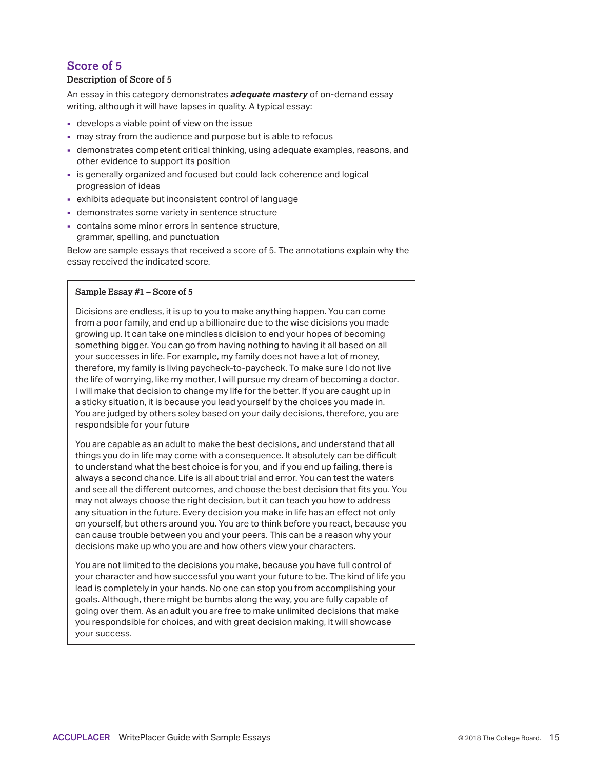## Score of 5

### Description of Score of 5

An essay in this category demonstrates ***adequate mastery*** of on-demand essay writing, although it will have lapses in quality. A typical essay:

- develops a viable point of view on the issue
- may stray from the audience and purpose but is able to refocus
- demonstrates competent critical thinking, using adequate examples, reasons, and other evidence to support its position
- is generally organized and focused but could lack coherence and logical progression of ideas
- exhibits adequate but inconsistent control of language
- demonstrates some variety in sentence structure
- contains some minor errors in sentence structure, grammar, spelling, and punctuation

Below are sample essays that received a score of 5. The annotations explain why the essay received the indicated score.

**Sample Essay #1 – Score of 5**

Dicisions are endless, it is up to you to make anything happen. You can come from a poor family, and end up a billionaire due to the wise dicisions you made growing up. It can take one mindless dicision to end your hopes of becoming something bigger. You can go from having nothing to having it all based on all your successes in life. For example, my family does not have a lot of money, therefore, my family is living paycheck-to-paycheck. To make sure I do not live the life of worrying, like my mother, I will pursue my dream of becoming a doctor. I will make that decision to change my life for the better. If you are caught up in a sticky situation, it is because you lead yourself by the choices you made in. You are judged by others soley based on your daily decisions, therefore, you are respondsible for your future

You are capable as an adult to make the best decisions, and understand that all things you do in life may come with a consequence. It absolutely can be difficult to understand what the best choice is for you, and if you end up failing, there is always a second chance. Life is all about trial and error. You can test the waters and see all the different outcomes, and choose the best decision that fits you. You may not always choose the right decision, but it can teach you how to address any situation in the future. Every decision you make in life has an effect not only on yourself, but others around you. You are to think before you react, because you can cause trouble between you and your peers. This can be a reason why your decisions make up who you are and how others view your characters.

You are not limited to the decisions you make, because you have full control of your character and how successful you want your future to be. The kind of life you lead is completely in your hands. No one can stop you from accomplishing your goals. Although, there might be bumbs along the way, you are fully capable of going over them. As an adult you are free to make unlimited decisions that make you respondsible for choices, and with great decision making, it will showcase your success.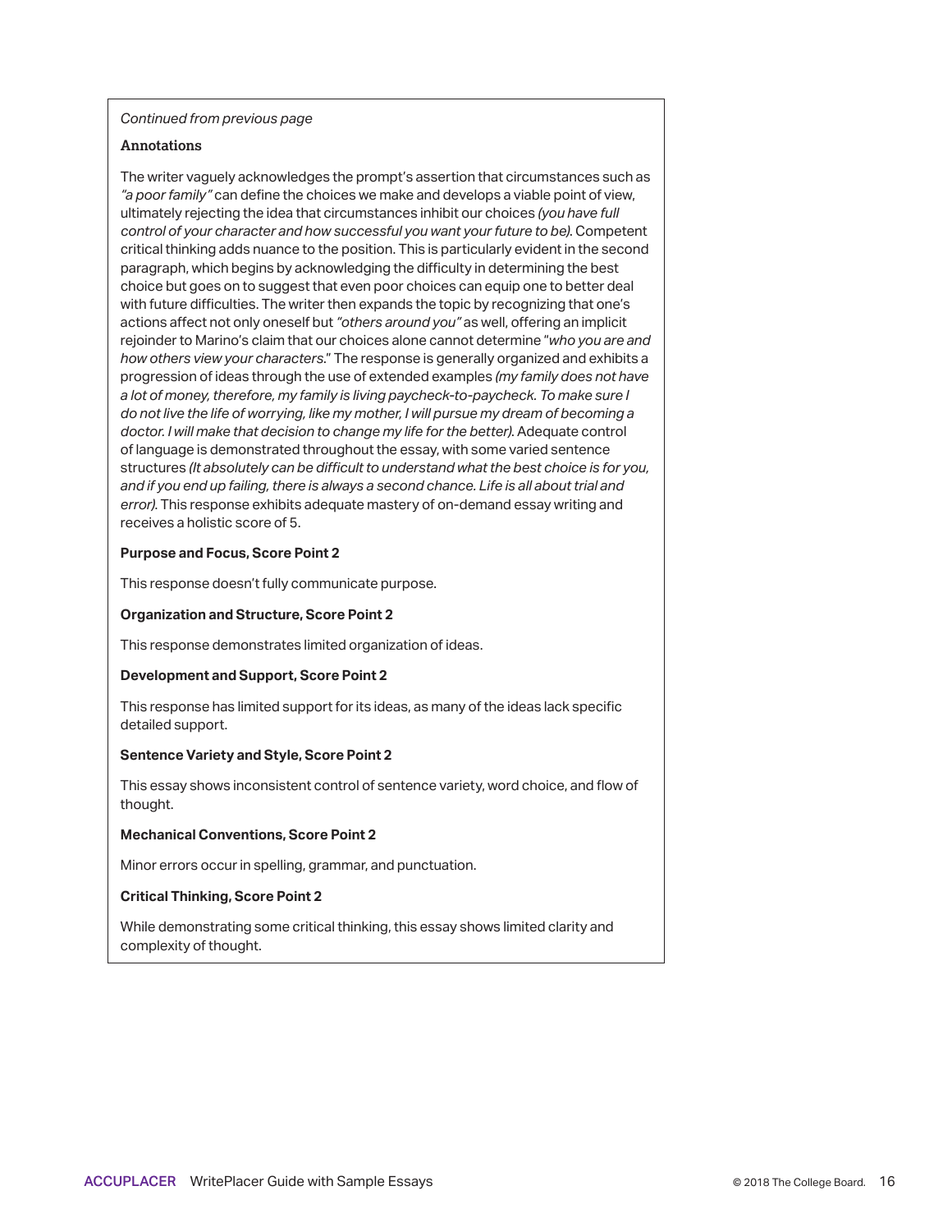*Continued from previous page*

**Annotations**

The writer vaguely acknowledges the prompt's assertion that circumstances such as *"a poor family"* can define the choices we make and develops a viable point of view, ultimately rejecting the idea that circumstances inhibit our choices *(you have full control of your character and how successful you want your future to be).* Competent critical thinking adds nuance to the position. This is particularly evident in the second paragraph, which begins by acknowledging the difficulty in determining the best choice but goes on to suggest that even poor choices can equip one to better deal with future difficulties. The writer then expands the topic by recognizing that one's actions affect not only oneself but *"others around you"* as well, offering an implicit rejoinder to Marino's claim that our choices alone cannot determine "*who you are and how others view your characters*." The response is generally organized and exhibits a progression of ideas through the use of extended examples *(my family does not have a lot of money, therefore, my family is living paycheck-to-paycheck. To make sure I do not live the life of worrying, like my mother, I will pursue my dream of becoming a doctor. I will make that decision to change my life for the better).* Adequate control of language is demonstrated throughout the essay, with some varied sentence structures *(It absolutely can be difficult to understand what the best choice is for you, and if you end up failing, there is always a second chance. Life is all about trial and error).* This response exhibits adequate mastery of on-demand essay writing and receives a holistic score of 5.

**Purpose and Focus, Score Point 2**

This response doesn't fully communicate purpose.

**Organization and Structure, Score Point 2**

This response demonstrates limited organization of ideas.

**Development and Support, Score Point 2**

This response has limited support for its ideas, as many of the ideas lack specific detailed support.

**Sentence Variety and Style, Score Point 2**

This essay shows inconsistent control of sentence variety, word choice, and flow of thought.

**Mechanical Conventions, Score Point 2**

Minor errors occur in spelling, grammar, and punctuation.

**Critical Thinking, Score Point 2**

While demonstrating some critical thinking, this essay shows limited clarity and complexity of thought.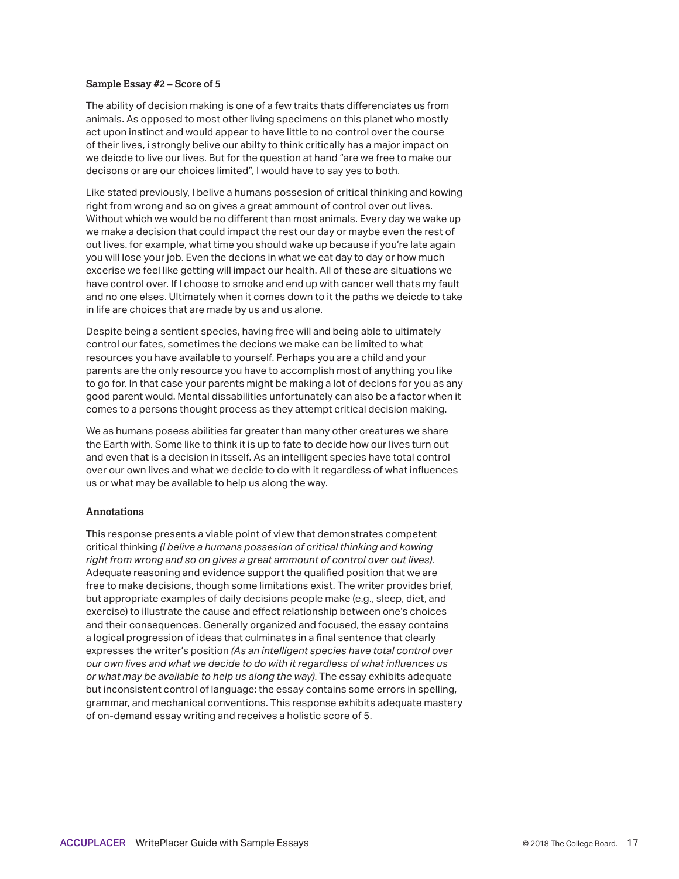**Sample Essay #2 – Score of 5**

The ability of decision making is one of a few traits thats differenciates us from animals. As opposed to most other living specimens on this planet who mostly act upon instinct and would appear to have little to no control over the course of their lives, i strongly belive our abilty to think critically has a major impact on we deicde to live our lives. But for the question at hand "are we free to make our decisons or are our choices limited", I would have to say yes to both.

Like stated previously, I belive a humans possesion of critical thinking and kowing right from wrong and so on gives a great ammount of control over out lives. Without which we would be no different than most animals. Every day we wake up we make a decision that could impact the rest our day or maybe even the rest of out lives. for example, what time you should wake up because if you're late again you will lose your job. Even the decions in what we eat day to day or how much excerise we feel like getting will impact our health. All of these are situations we have control over. If I choose to smoke and end up with cancer well thats my fault and no one elses. Ultimately when it comes down to it the paths we deicde to take in life are choices that are made by us and us alone.

Despite being a sentient species, having free will and being able to ultimately control our fates, sometimes the decions we make can be limited to what resources you have available to yourself. Perhaps you are a child and your parents are the only resource you have to accomplish most of anything you like to go for. In that case your parents might be making a lot of decions for you as any good parent would. Mental dissabilities unfortunately can also be a factor when it comes to a persons thought process as they attempt critical decision making.

We as humans posess abilities far greater than many other creatures we share the Earth with. Some like to think it is up to fate to decide how our lives turn out and even that is a decision in itsself. As an intelligent species have total control over our own lives and what we decide to do with it regardless of what influences us or what may be available to help us along the way.

**Annotations**

This response presents a viable point of view that demonstrates competent critical thinking *(I belive a humans possesion of critical thinking and kowing right from wrong and so on gives a great ammount of control over out lives)*. Adequate reasoning and evidence support the qualified position that we are free to make decisions, though some limitations exist. The writer provides brief, but appropriate examples of daily decisions people make (e.g., sleep, diet, and exercise) to illustrate the cause and effect relationship between one's choices and their consequences. Generally organized and focused, the essay contains a logical progression of ideas that culminates in a final sentence that clearly expresses the writer's position *(As an intelligent species have total control over our own lives and what we decide to do with it regardless of what influences us or what may be available to help us along the way)*. The essay exhibits adequate but inconsistent control of language: the essay contains some errors in spelling, grammar, and mechanical conventions. This response exhibits adequate mastery of on-demand essay writing and receives a holistic score of 5.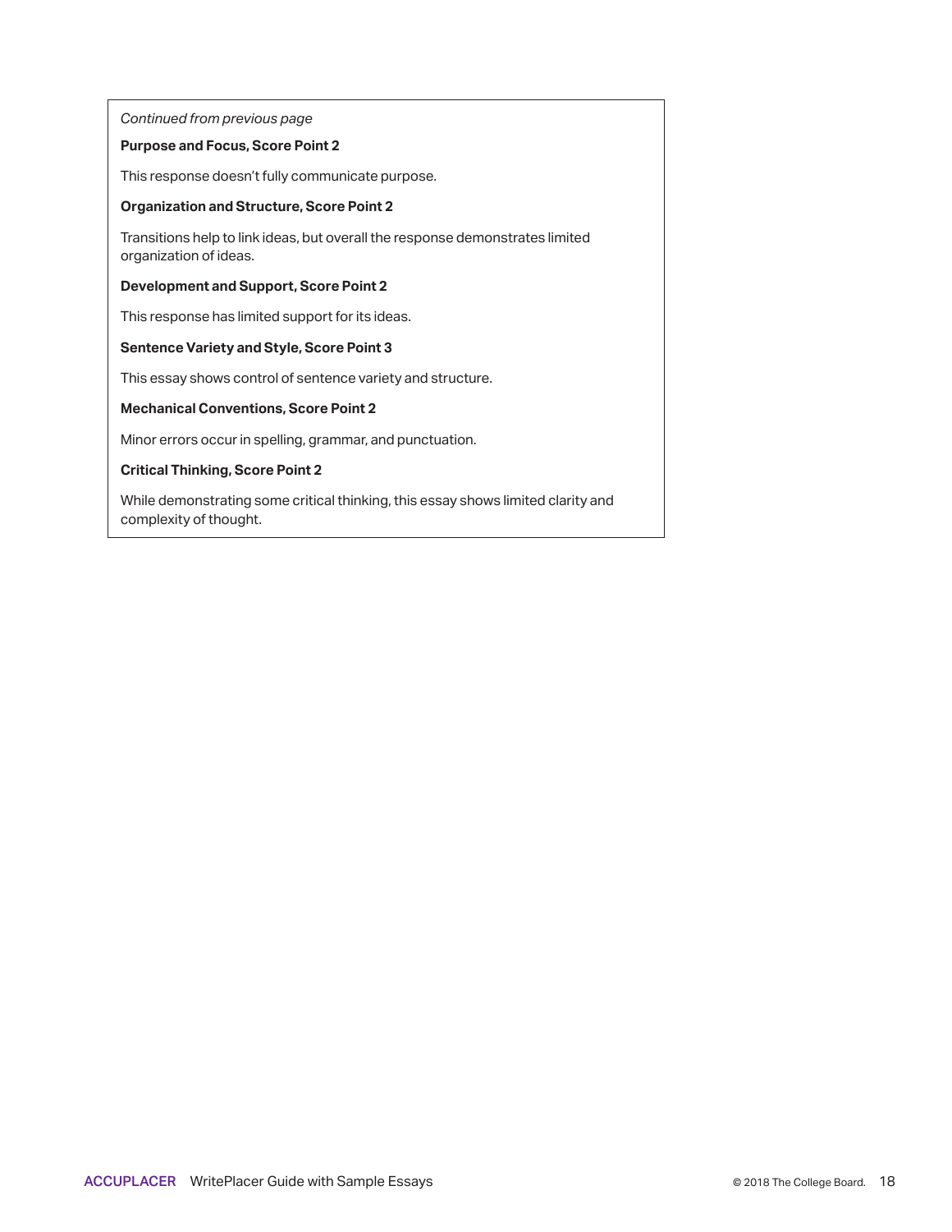*Continued from previous page*

**Purpose and Focus, Score Point 2**

This response doesn't fully communicate purpose.

**Organization and Structure, Score Point 2**

Transitions help to link ideas, but overall the response demonstrates limited organization of ideas.

**Development and Support, Score Point 2**

This response has limited support for its ideas.

**Sentence Variety and Style, Score Point 3**

This essay shows control of sentence variety and structure.

**Mechanical Conventions, Score Point 2**

Minor errors occur in spelling, grammar, and punctuation.

**Critical Thinking, Score Point 2**

While demonstrating some critical thinking, this essay shows limited clarity and complexity of thought.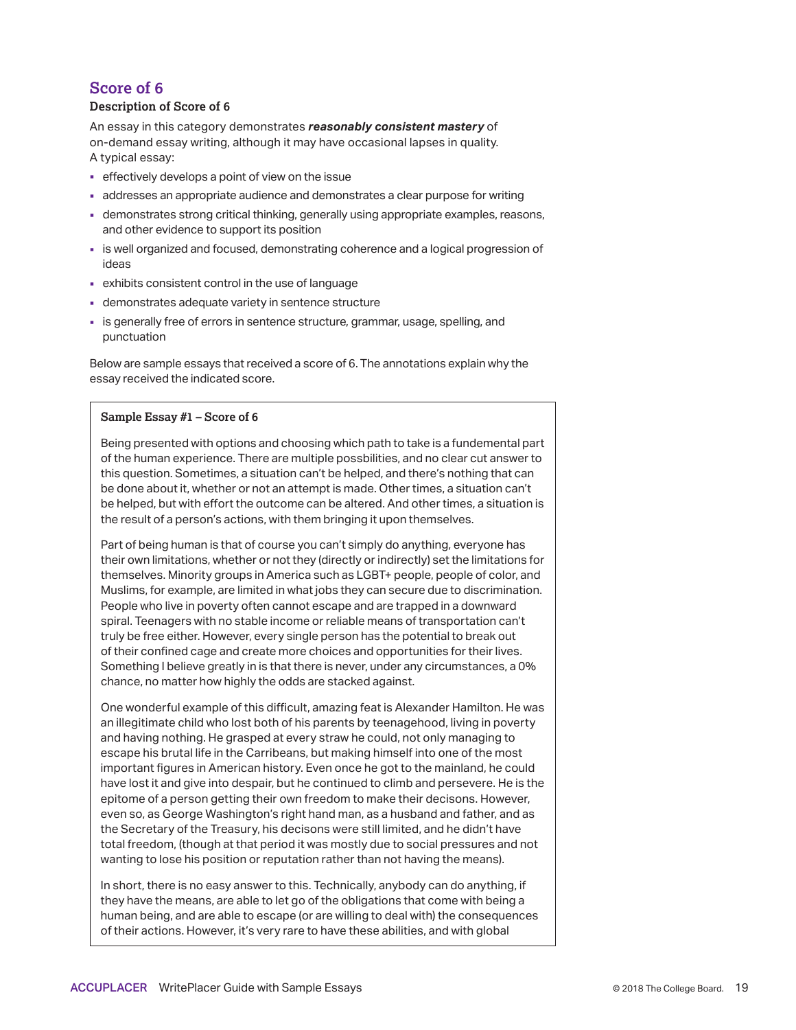## Score of 6

### Description of Score of 6

An essay in this category demonstrates ***reasonably consistent mastery*** of on-demand essay writing, although it may have occasional lapses in quality. A typical essay:

- effectively develops a point of view on the issue
- addresses an appropriate audience and demonstrates a clear purpose for writing
- demonstrates strong critical thinking, generally using appropriate examples, reasons, and other evidence to support its position
- is well organized and focused, demonstrating coherence and a logical progression of ideas
- exhibits consistent control in the use of language
- demonstrates adequate variety in sentence structure
- is generally free of errors in sentence structure, grammar, usage, spelling, and punctuation

Below are sample essays that received a score of 6. The annotations explain why the essay received the indicated score.

**Sample Essay #1 – Score of 6**

Being presented with options and choosing which path to take is a fundemental part of the human experience. There are multiple possbilities, and no clear cut answer to this question. Sometimes, a situation can't be helped, and there's nothing that can be done about it, whether or not an attempt is made. Other times, a situation can't be helped, but with effort the outcome can be altered. And other times, a situation is the result of a person's actions, with them bringing it upon themselves.

Part of being human is that of course you can't simply do anything, everyone has their own limitations, whether or not they (directly or indirectly) set the limitations for themselves. Minority groups in America such as LGBT+ people, people of color, and Muslims, for example, are limited in what jobs they can secure due to discrimination. People who live in poverty often cannot escape and are trapped in a downward spiral. Teenagers with no stable income or reliable means of transportation can't truly be free either. However, every single person has the potential to break out of their confined cage and create more choices and opportunities for their lives. Something I believe greatly in is that there is never, under any circumstances, a 0% chance, no matter how highly the odds are stacked against.

One wonderful example of this difficult, amazing feat is Alexander Hamilton. He was an illegitimate child who lost both of his parents by teenagehood, living in poverty and having nothing. He grasped at every straw he could, not only managing to escape his brutal life in the Carribeans, but making himself into one of the most important figures in American history. Even once he got to the mainland, he could have lost it and give into despair, but he continued to climb and persevere. He is the epitome of a person getting their own freedom to make their decisons. However, even so, as George Washington's right hand man, as a husband and father, and as the Secretary of the Treasury, his decisons were still limited, and he didn't have total freedom, (though at that period it was mostly due to social pressures and not wanting to lose his position or reputation rather than not having the means).

In short, there is no easy answer to this. Technically, anybody can do anything, if they have the means, are able to let go of the obligations that come with being a human being, and are able to escape (or are willing to deal with) the consequences of their actions. However, it's very rare to have these abilities, and with global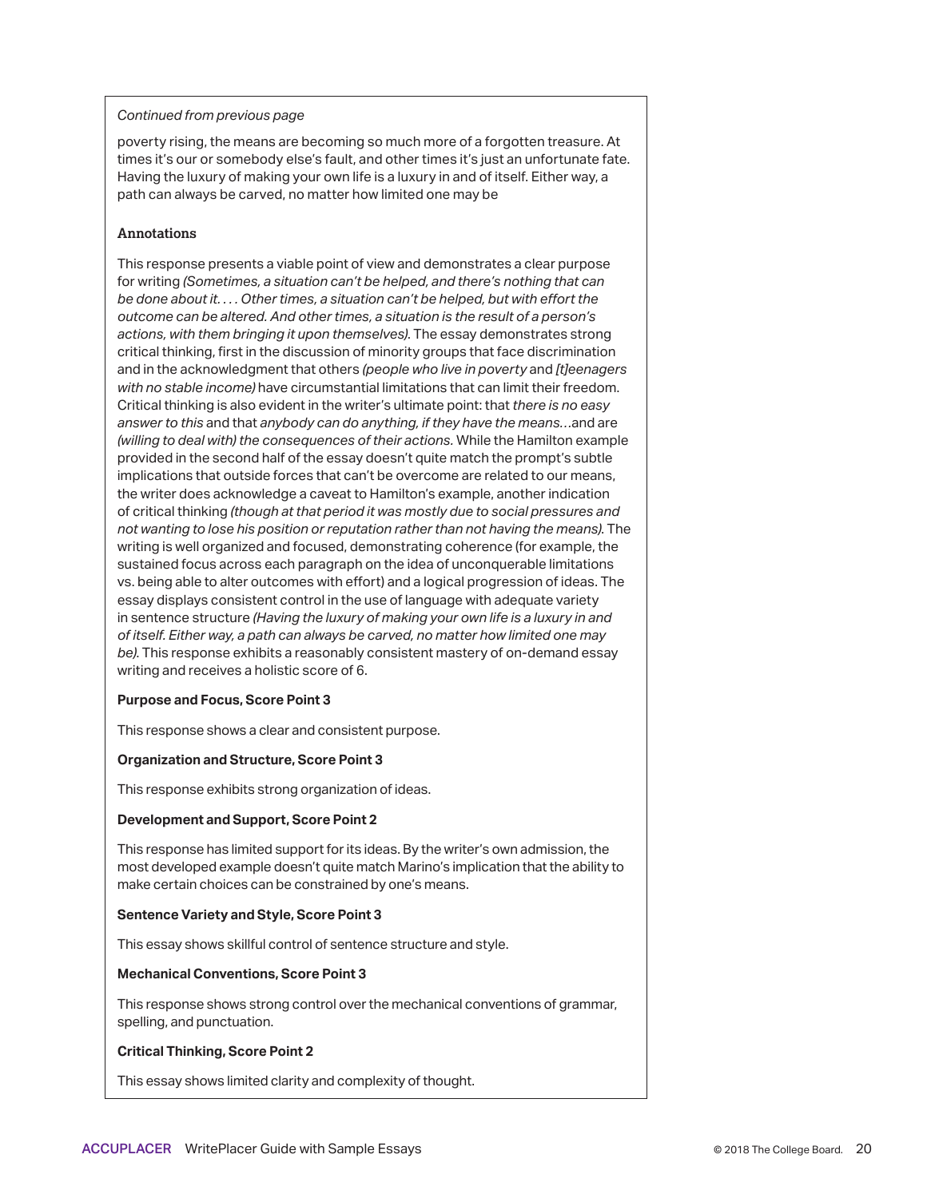*Continued from previous page*

poverty rising, the means are becoming so much more of a forgotten treasure. At times it's our or somebody else's fault, and other times it's just an unfortunate fate. Having the luxury of making your own life is a luxury in and of itself. Either way, a path can always be carved, no matter how limited one may be

### Annotations

This response presents a viable point of view and demonstrates a clear purpose for writing *(Sometimes, a situation can't be helped, and there's nothing that can be done about it. . . . Other times, a situation can't be helped, but with effort the outcome can be altered. And other times, a situation is the result of a person's actions, with them bringing it upon themselves).* The essay demonstrates strong critical thinking, first in the discussion of minority groups that face discrimination and in the acknowledgment that others *(people who live in poverty* and *[t]eenagers with no stable income)* have circumstantial limitations that can limit their freedom. Critical thinking is also evident in the writer's ultimate point: that *there is no easy answer to this* and that *anybody can do anything, if they have the means…*and are *(willing to deal with) the consequences of their actions.* While the Hamilton example provided in the second half of the essay doesn't quite match the prompt's subtle implications that outside forces that can't be overcome are related to our means, the writer does acknowledge a caveat to Hamilton's example, another indication of critical thinking *(though at that period it was mostly due to social pressures and not wanting to lose his position or reputation rather than not having the means).* The writing is well organized and focused, demonstrating coherence (for example, the sustained focus across each paragraph on the idea of unconquerable limitations vs. being able to alter outcomes with effort) and a logical progression of ideas. The essay displays consistent control in the use of language with adequate variety in sentence structure *(Having the luxury of making your own life is a luxury in and of itself. Either way, a path can always be carved, no matter how limited one may be).* This response exhibits a reasonably consistent mastery of on-demand essay writing and receives a holistic score of 6.

**Purpose and Focus, Score Point 3**

This response shows a clear and consistent purpose.

**Organization and Structure, Score Point 3**

This response exhibits strong organization of ideas.

**Development and Support, Score Point 2**

This response has limited support for its ideas. By the writer's own admission, the most developed example doesn't quite match Marino's implication that the ability to make certain choices can be constrained by one's means.

**Sentence Variety and Style, Score Point 3**

This essay shows skillful control of sentence structure and style.

**Mechanical Conventions, Score Point 3**

This response shows strong control over the mechanical conventions of grammar, spelling, and punctuation.

**Critical Thinking, Score Point 2**

This essay shows limited clarity and complexity of thought.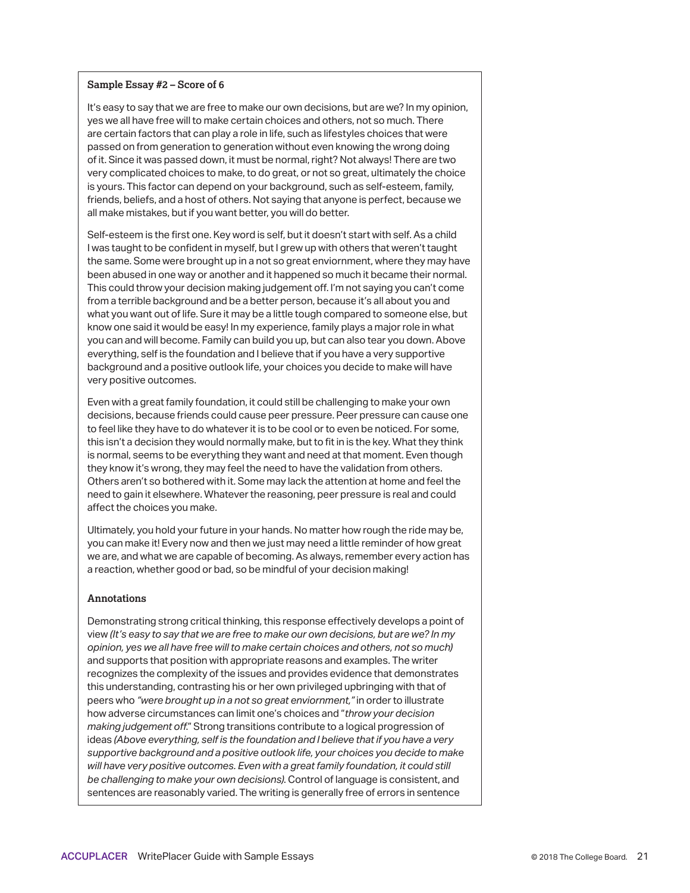**Sample Essay #2 – Score of 6**

It's easy to say that we are free to make our own decisions, but are we? In my opinion, yes we all have free will to make certain choices and others, not so much. There are certain factors that can play a role in life, such as lifestyles choices that were passed on from generation to generation without even knowing the wrong doing of it. Since it was passed down, it must be normal, right? Not always! There are two very complicated choices to make, to do great, or not so great, ultimately the choice is yours. This factor can depend on your background, such as self-esteem, family, friends, beliefs, and a host of others. Not saying that anyone is perfect, because we all make mistakes, but if you want better, you will do better.

Self-esteem is the first one. Key word is self, but it doesn't start with self. As a child I was taught to be confident in myself, but I grew up with others that weren't taught the same. Some were brought up in a not so great enviornment, where they may have been abused in one way or another and it happened so much it became their normal. This could throw your decision making judgement off. I'm not saying you can't come from a terrible background and be a better person, because it's all about you and what you want out of life. Sure it may be a little tough compared to someone else, but know one said it would be easy! In my experience, family plays a major role in what you can and will become. Family can build you up, but can also tear you down. Above everything, self is the foundation and I believe that if you have a very supportive background and a positive outlook life, your choices you decide to make will have very positive outcomes.

Even with a great family foundation, it could still be challenging to make your own decisions, because friends could cause peer pressure. Peer pressure can cause one to feel like they have to do whatever it is to be cool or to even be noticed. For some, this isn't a decision they would normally make, but to fit in is the key. What they think is normal, seems to be everything they want and need at that moment. Even though they know it's wrong, they may feel the need to have the validation from others. Others aren't so bothered with it. Some may lack the attention at home and feel the need to gain it elsewhere. Whatever the reasoning, peer pressure is real and could affect the choices you make.

Ultimately, you hold your future in your hands. No matter how rough the ride may be, you can make it! Every now and then we just may need a little reminder of how great we are, and what we are capable of becoming. As always, remember every action has a reaction, whether good or bad, so be mindful of your decision making!

**Annotations**

Demonstrating strong critical thinking, this response effectively develops a point of view *(It's easy to say that we are free to make our own decisions, but are we? In my opinion, yes we all have free will to make certain choices and others, not so much)* and supports that position with appropriate reasons and examples. The writer recognizes the complexity of the issues and provides evidence that demonstrates this understanding, contrasting his or her own privileged upbringing with that of peers who *"were brought up in a not so great enviornment,"* in order to illustrate how adverse circumstances can limit one's choices and "*throw your decision making judgement off.*" Strong transitions contribute to a logical progression of ideas *(Above everything, self is the foundation and I believe that if you have a very supportive background and a positive outlook life, your choices you decide to make will have very positive outcomes. Even with a great family foundation, it could still be challenging to make your own decisions)*. Control of language is consistent, and sentences are reasonably varied. The writing is generally free of errors in sentence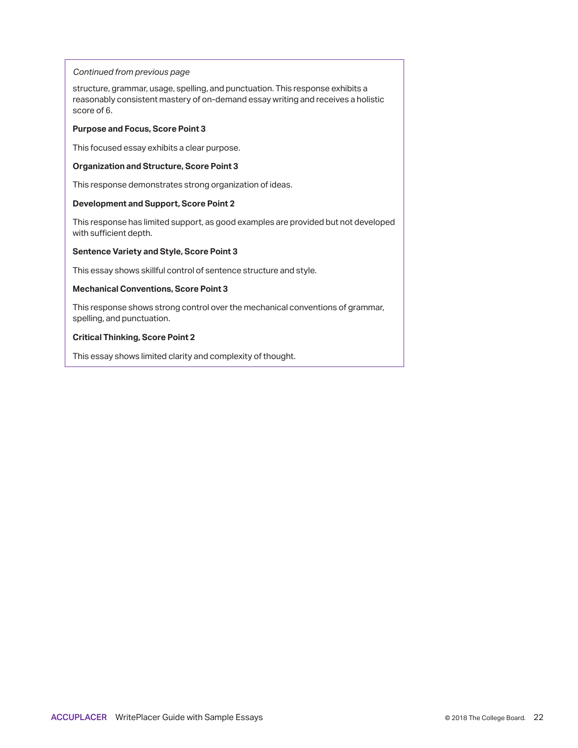*Continued from previous page*

structure, grammar, usage, spelling, and punctuation. This response exhibits a reasonably consistent mastery of on-demand essay writing and receives a holistic score of 6.

**Purpose and Focus, Score Point 3**

This focused essay exhibits a clear purpose.

**Organization and Structure, Score Point 3**

This response demonstrates strong organization of ideas.

**Development and Support, Score Point 2**

This response has limited support, as good examples are provided but not developed with sufficient depth.

**Sentence Variety and Style, Score Point 3**

This essay shows skillful control of sentence structure and style.

**Mechanical Conventions, Score Point 3**

This response shows strong control over the mechanical conventions of grammar, spelling, and punctuation.

**Critical Thinking, Score Point 2**

This essay shows limited clarity and complexity of thought.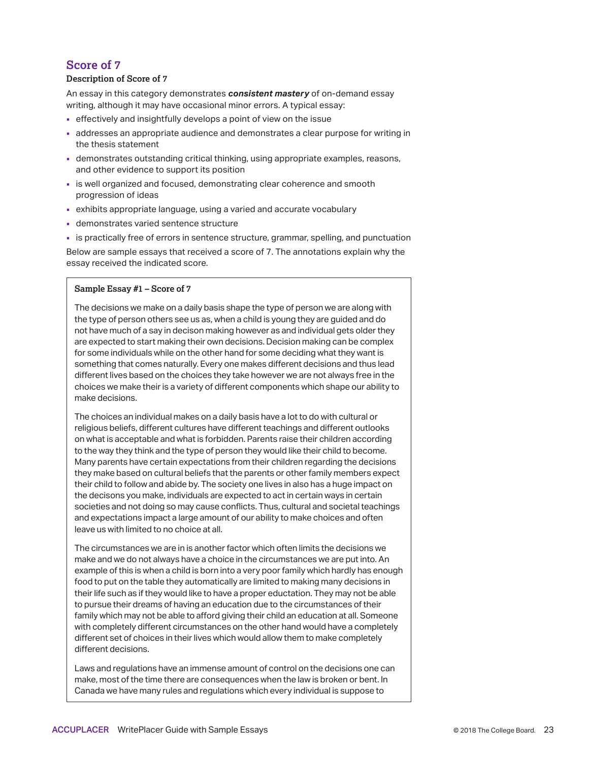## Score of 7

**Description of Score of 7**

An essay in this category demonstrates ***consistent mastery*** of on-demand essay writing, although it may have occasional minor errors. A typical essay:

- effectively and insightfully develops a point of view on the issue
- addresses an appropriate audience and demonstrates a clear purpose for writing in the thesis statement
- demonstrates outstanding critical thinking, using appropriate examples, reasons, and other evidence to support its position
- is well organized and focused, demonstrating clear coherence and smooth progression of ideas
- exhibits appropriate language, using a varied and accurate vocabulary
- demonstrates varied sentence structure
- is practically free of errors in sentence structure, grammar, spelling, and punctuation

Below are sample essays that received a score of 7. The annotations explain why the essay received the indicated score.

**Sample Essay #1 – Score of 7**

The decisions we make on a daily basis shape the type of person we are along with the type of person others see us as, when a child is young they are guided and do not have much of a say in decison making however as and individual gets older they are expected to start making their own decisions. Decision making can be complex for some individuals while on the other hand for some deciding what they want is something that comes naturally. Every one makes different decisions and thus lead different lives based on the choices they take however we are not always free in the choices we make their is a variety of different components which shape our ability to make decisions.

The choices an individual makes on a daily basis have a lot to do with cultural or religious beliefs, different cultures have different teachings and different outlooks on what is acceptable and what is forbidden. Parents raise their children according to the way they think and the type of person they would like their child to become. Many parents have certain expectations from their children regarding the decisions they make based on cultural beliefs that the parents or other family members expect their child to follow and abide by. The society one lives in also has a huge impact on the decisons you make, individuals are expected to act in certain ways in certain societies and not doing so may cause conflicts. Thus, cultural and societal teachings and expectations impact a large amount of our ability to make choices and often leave us with limited to no choice at all.

The circumstances we are in is another factor which often limits the decisions we make and we do not always have a choice in the circumstances we are put into. An example of this is when a child is born into a very poor family which hardly has enough food to put on the table they automatically are limited to making many decisions in their life such as if they would like to have a proper eductation. They may not be able to pursue their dreams of having an education due to the circumstances of their family which may not be able to afford giving their child an education at all. Someone with completely different circumstances on the other hand would have a completely different set of choices in their lives which would allow them to make completely different decisions.

Laws and regulations have an immense amount of control on the decisions one can make, most of the time there are consequences when the law is broken or bent. In Canada we have many rules and regulations which every individual is suppose to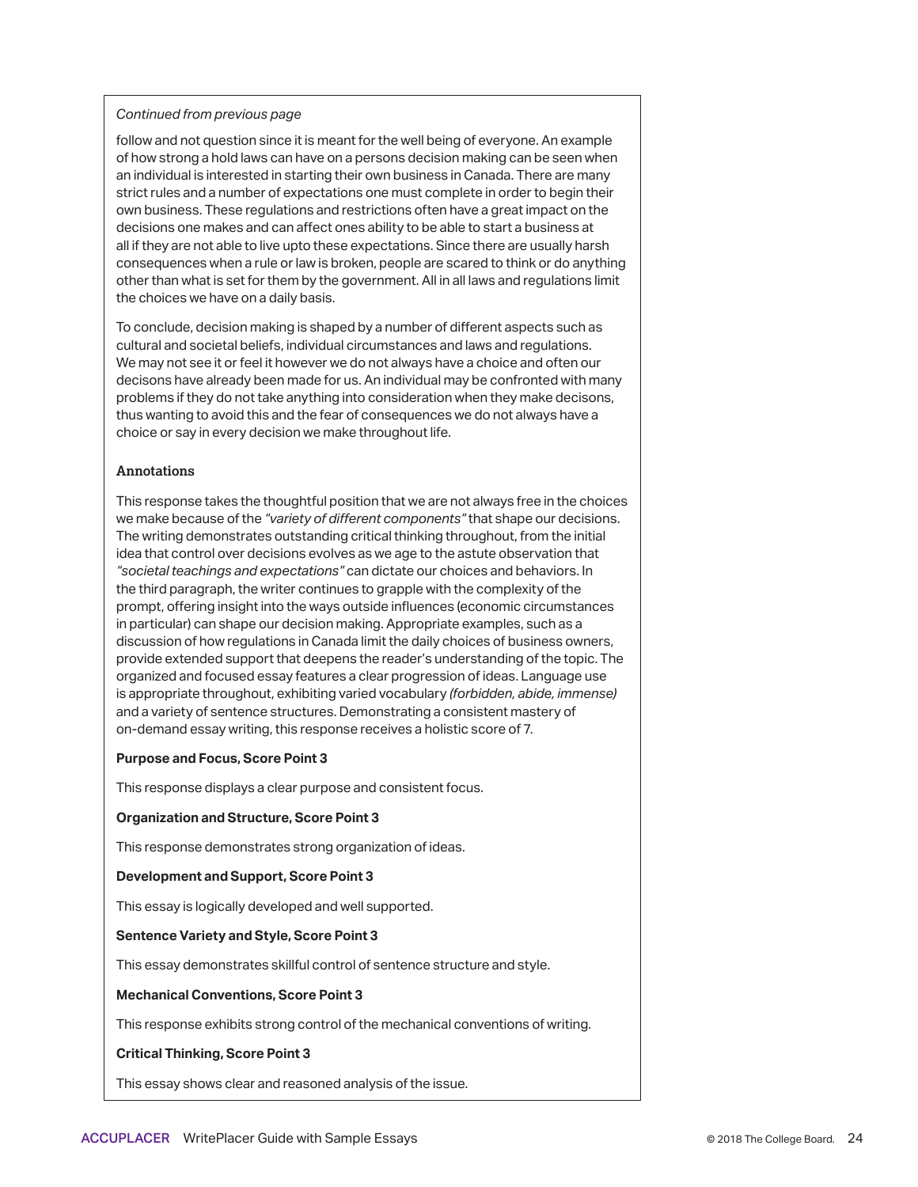*Continued from previous page*

follow and not question since it is meant for the well being of everyone. An example of how strong a hold laws can have on a persons decision making can be seen when an individual is interested in starting their own business in Canada. There are many strict rules and a number of expectations one must complete in order to begin their own business. These regulations and restrictions often have a great impact on the decisions one makes and can affect ones ability to be able to start a business at all if they are not able to live upto these expectations. Since there are usually harsh consequences when a rule or law is broken, people are scared to think or do anything other than what is set for them by the government. All in all laws and regulations limit the choices we have on a daily basis.

To conclude, decision making is shaped by a number of different aspects such as cultural and societal beliefs, individual circumstances and laws and regulations. We may not see it or feel it however we do not always have a choice and often our decisons have already been made for us. An individual may be confronted with many problems if they do not take anything into consideration when they make decisons, thus wanting to avoid this and the fear of consequences we do not always have a choice or say in every decision we make throughout life.

### Annotations

This response takes the thoughtful position that we are not always free in the choices we make because of the *"variety of different components"* that shape our decisions. The writing demonstrates outstanding critical thinking throughout, from the initial idea that control over decisions evolves as we age to the astute observation that *"societal teachings and expectations"* can dictate our choices and behaviors. In the third paragraph, the writer continues to grapple with the complexity of the prompt, offering insight into the ways outside influences (economic circumstances in particular) can shape our decision making. Appropriate examples, such as a discussion of how regulations in Canada limit the daily choices of business owners, provide extended support that deepens the reader's understanding of the topic. The organized and focused essay features a clear progression of ideas. Language use is appropriate throughout, exhibiting varied vocabulary *(forbidden, abide, immense)* and a variety of sentence structures. Demonstrating a consistent mastery of on-demand essay writing, this response receives a holistic score of 7.

**Purpose and Focus, Score Point 3**

This response displays a clear purpose and consistent focus.

**Organization and Structure, Score Point 3**

This response demonstrates strong organization of ideas.

**Development and Support, Score Point 3**

This essay is logically developed and well supported.

**Sentence Variety and Style, Score Point 3**

This essay demonstrates skillful control of sentence structure and style.

**Mechanical Conventions, Score Point 3**

This response exhibits strong control of the mechanical conventions of writing.

**Critical Thinking, Score Point 3**

This essay shows clear and reasoned analysis of the issue.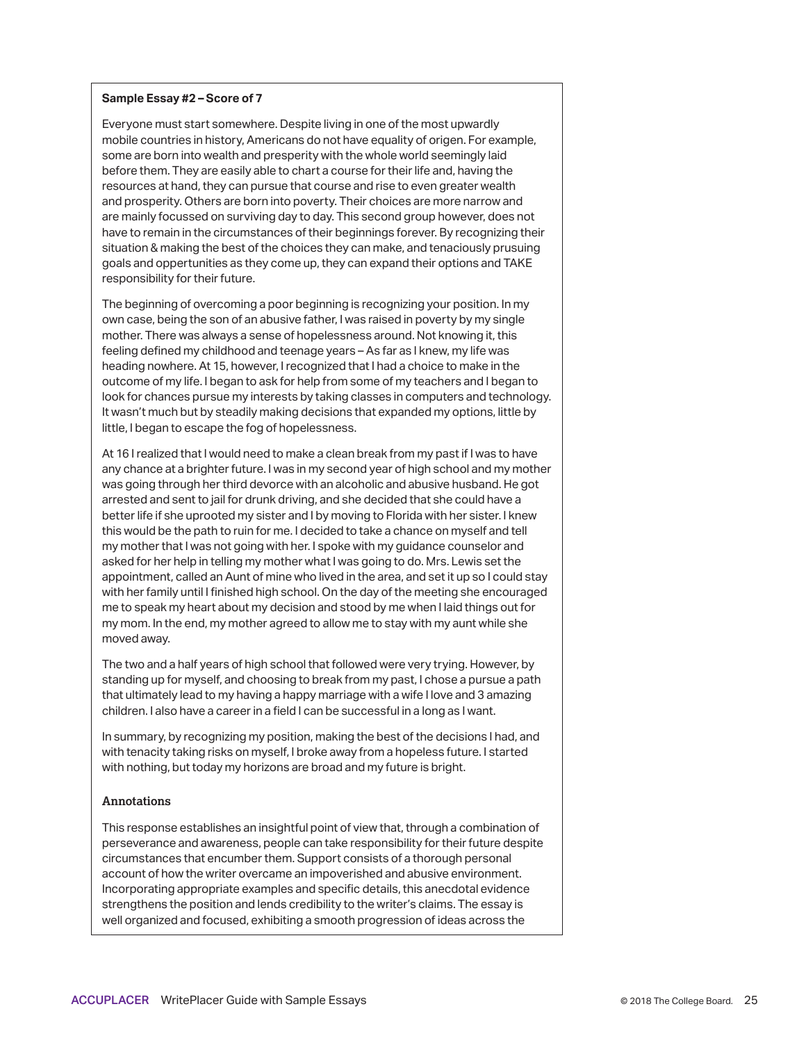**Sample Essay #2 – Score of 7**

Everyone must start somewhere. Despite living in one of the most upwardly mobile countries in history, Americans do not have equality of origen. For example, some are born into wealth and presperity with the whole world seemingly laid before them. They are easily able to chart a course for their life and, having the resources at hand, they can pursue that course and rise to even greater wealth and prosperity. Others are born into poverty. Their choices are more narrow and are mainly focussed on surviving day to day. This second group however, does not have to remain in the circumstances of their beginnings forever. By recognizing their situation & making the best of the choices they can make, and tenaciously prusuing goals and oppertunities as they come up, they can expand their options and TAKE responsibility for their future.

The beginning of overcoming a poor beginning is recognizing your position. In my own case, being the son of an abusive father, I was raised in poverty by my single mother. There was always a sense of hopelessness around. Not knowing it, this feeling defined my childhood and teenage years – As far as I knew, my life was heading nowhere. At 15, however, I recognized that I had a choice to make in the outcome of my life. I began to ask for help from some of my teachers and I began to look for chances pursue my interests by taking classes in computers and technology. It wasn't much but by steadily making decisions that expanded my options, little by little, I began to escape the fog of hopelessness.

At 16 I realized that I would need to make a clean break from my past if I was to have any chance at a brighter future. I was in my second year of high school and my mother was going through her third devorce with an alcoholic and abusive husband. He got arrested and sent to jail for drunk driving, and she decided that she could have a better life if she uprooted my sister and I by moving to Florida with her sister. I knew this would be the path to ruin for me. I decided to take a chance on myself and tell my mother that I was not going with her. I spoke with my guidance counselor and asked for her help in telling my mother what I was going to do. Mrs. Lewis set the appointment, called an Aunt of mine who lived in the area, and set it up so I could stay with her family until I finished high school. On the day of the meeting she encouraged me to speak my heart about my decision and stood by me when I laid things out for my mom. In the end, my mother agreed to allow me to stay with my aunt while she moved away.

The two and a half years of high school that followed were very trying. However, by standing up for myself, and choosing to break from my past, I chose a pursue a path that ultimately lead to my having a happy marriage with a wife I love and 3 amazing children. I also have a career in a field I can be successful in a long as I want.

In summary, by recognizing my position, making the best of the decisions I had, and with tenacity taking risks on myself, I broke away from a hopeless future. I started with nothing, but today my horizons are broad and my future is bright.

**Annotations**

This response establishes an insightful point of view that, through a combination of perseverance and awareness, people can take responsibility for their future despite circumstances that encumber them. Support consists of a thorough personal account of how the writer overcame an impoverished and abusive environment. Incorporating appropriate examples and specific details, this anecdotal evidence strengthens the position and lends credibility to the writer's claims. The essay is well organized and focused, exhibiting a smooth progression of ideas across the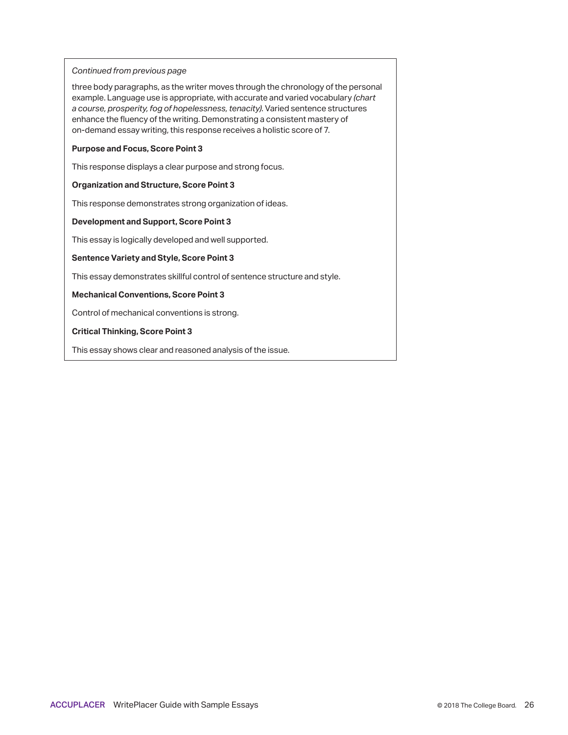*Continued from previous page*

three body paragraphs, as the writer moves through the chronology of the personal example. Language use is appropriate, with accurate and varied vocabulary *(chart a course, prosperity, fog of hopelessness, tenacity).* Varied sentence structures enhance the fluency of the writing. Demonstrating a consistent mastery of on-demand essay writing, this response receives a holistic score of 7.

**Purpose and Focus, Score Point 3**

This response displays a clear purpose and strong focus.

**Organization and Structure, Score Point 3**

This response demonstrates strong organization of ideas.

**Development and Support, Score Point 3**

This essay is logically developed and well supported.

**Sentence Variety and Style, Score Point 3**

This essay demonstrates skillful control of sentence structure and style.

**Mechanical Conventions, Score Point 3**

Control of mechanical conventions is strong.

**Critical Thinking, Score Point 3**

This essay shows clear and reasoned analysis of the issue.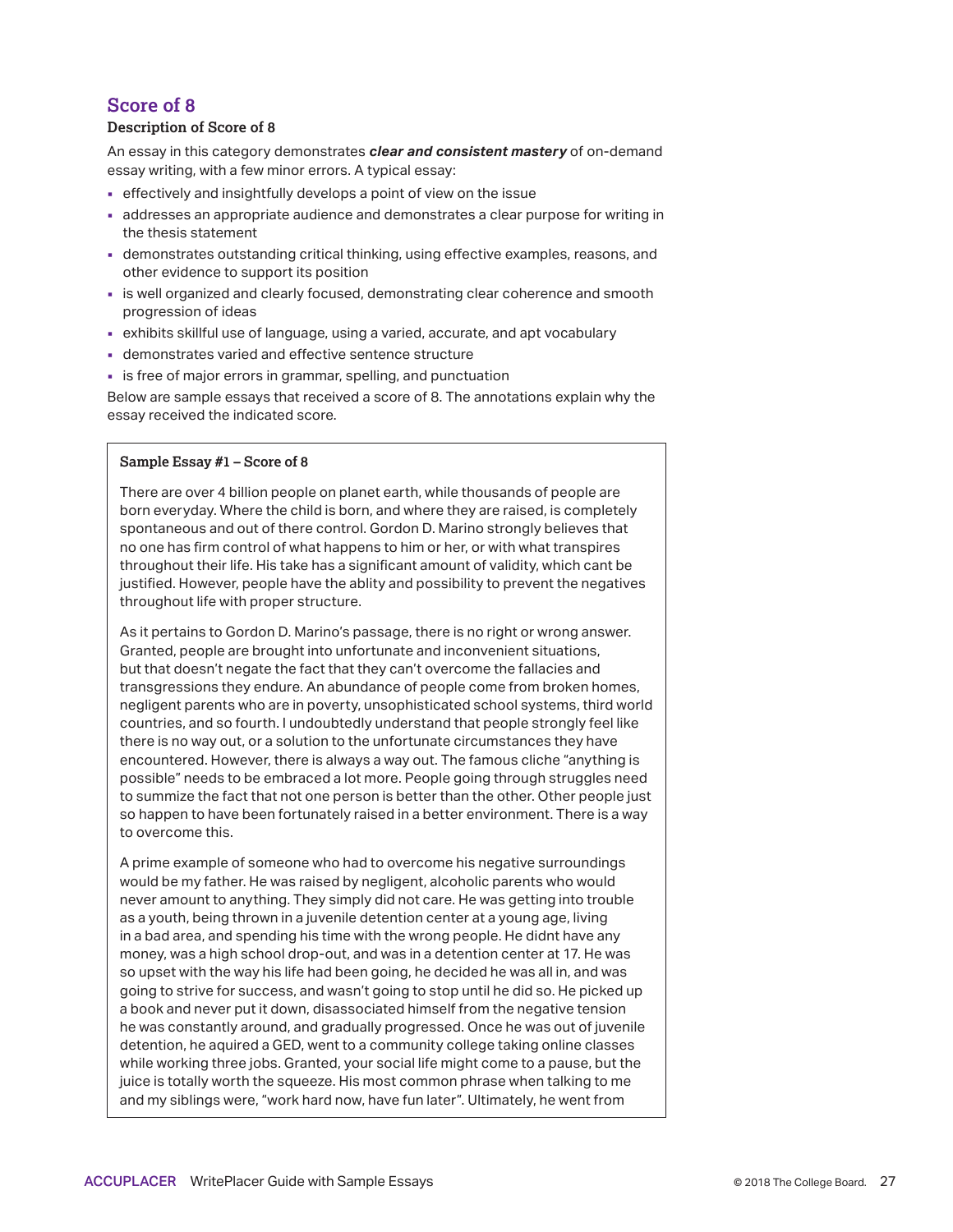## Score of 8

### Description of Score of 8

An essay in this category demonstrates ***clear and consistent mastery*** of on-demand essay writing, with a few minor errors. A typical essay:

- effectively and insightfully develops a point of view on the issue
- addresses an appropriate audience and demonstrates a clear purpose for writing in the thesis statement
- demonstrates outstanding critical thinking, using effective examples, reasons, and other evidence to support its position
- is well organized and clearly focused, demonstrating clear coherence and smooth progression of ideas
- exhibits skillful use of language, using a varied, accurate, and apt vocabulary
- demonstrates varied and effective sentence structure
- is free of major errors in grammar, spelling, and punctuation

Below are sample essays that received a score of 8. The annotations explain why the essay received the indicated score.

#### Sample Essay #1 – Score of 8

There are over 4 billion people on planet earth, while thousands of people are born everyday. Where the child is born, and where they are raised, is completely spontaneous and out of there control. Gordon D. Marino strongly believes that no one has firm control of what happens to him or her, or with what transpires throughout their life. His take has a significant amount of validity, which cant be justified. However, people have the ablity and possibility to prevent the negatives throughout life with proper structure.

As it pertains to Gordon D. Marino's passage, there is no right or wrong answer. Granted, people are brought into unfortunate and inconvenient situations, but that doesn't negate the fact that they can't overcome the fallacies and transgressions they endure. An abundance of people come from broken homes, negligent parents who are in poverty, unsophisticated school systems, third world countries, and so fourth. I undoubtedly understand that people strongly feel like there is no way out, or a solution to the unfortunate circumstances they have encountered. However, there is always a way out. The famous cliche "anything is possible" needs to be embraced a lot more. People going through struggles need to summize the fact that not one person is better than the other. Other people just so happen to have been fortunately raised in a better environment. There is a way to overcome this.

A prime example of someone who had to overcome his negative surroundings would be my father. He was raised by negligent, alcoholic parents who would never amount to anything. They simply did not care. He was getting into trouble as a youth, being thrown in a juvenile detention center at a young age, living in a bad area, and spending his time with the wrong people. He didnt have any money, was a high school drop-out, and was in a detention center at 17. He was so upset with the way his life had been going, he decided he was all in, and was going to strive for success, and wasn't going to stop until he did so. He picked up a book and never put it down, disassociated himself from the negative tension he was constantly around, and gradually progressed. Once he was out of juvenile detention, he aquired a GED, went to a community college taking online classes while working three jobs. Granted, your social life might come to a pause, but the juice is totally worth the squeeze. His most common phrase when talking to me and my siblings were, "work hard now, have fun later". Ultimately, he went from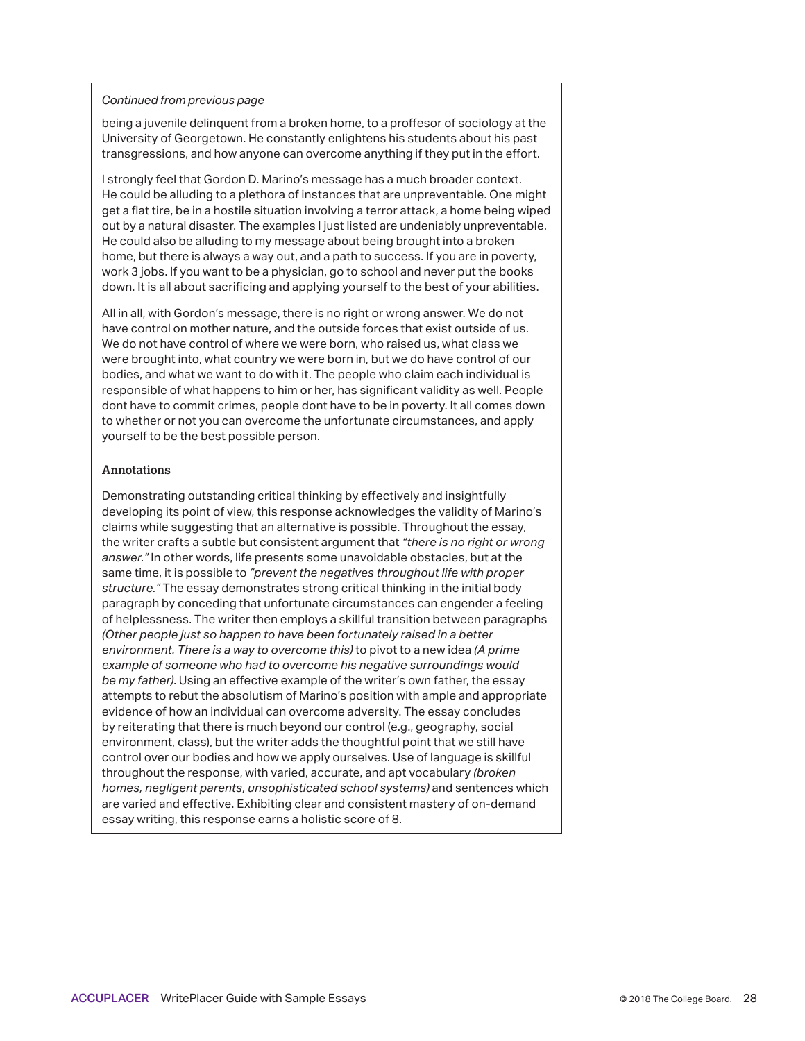*Continued from previous page*

being a juvenile delinquent from a broken home, to a proffesor of sociology at the University of Georgetown. He constantly enlightens his students about his past transgressions, and how anyone can overcome anything if they put in the effort.

I strongly feel that Gordon D. Marino's message has a much broader context. He could be alluding to a plethora of instances that are unpreventable. One might get a flat tire, be in a hostile situation involving a terror attack, a home being wiped out by a natural disaster. The examples I just listed are undeniably unpreventable. He could also be alluding to my message about being brought into a broken home, but there is always a way out, and a path to success. If you are in poverty, work 3 jobs. If you want to be a physician, go to school and never put the books down. It is all about sacrificing and applying yourself to the best of your abilities.

All in all, with Gordon's message, there is no right or wrong answer. We do not have control on mother nature, and the outside forces that exist outside of us. We do not have control of where we were born, who raised us, what class we were brought into, what country we were born in, but we do have control of our bodies, and what we want to do with it. The people who claim each individual is responsible of what happens to him or her, has significant validity as well. People dont have to commit crimes, people dont have to be in poverty. It all comes down to whether or not you can overcome the unfortunate circumstances, and apply yourself to be the best possible person.

**Annotations**

Demonstrating outstanding critical thinking by effectively and insightfully developing its point of view, this response acknowledges the validity of Marino's claims while suggesting that an alternative is possible. Throughout the essay, the writer crafts a subtle but consistent argument that *"there is no right or wrong answer."* In other words, life presents some unavoidable obstacles, but at the same time, it is possible to *"prevent the negatives throughout life with proper structure."* The essay demonstrates strong critical thinking in the initial body paragraph by conceding that unfortunate circumstances can engender a feeling of helplessness. The writer then employs a skillful transition between paragraphs *(Other people just so happen to have been fortunately raised in a better environment. There is a way to overcome this)* to pivot to a new idea *(A prime example of someone who had to overcome his negative surroundings would be my father).* Using an effective example of the writer's own father, the essay attempts to rebut the absolutism of Marino's position with ample and appropriate evidence of how an individual can overcome adversity. The essay concludes by reiterating that there is much beyond our control (e.g., geography, social environment, class), but the writer adds the thoughtful point that we still have control over our bodies and how we apply ourselves. Use of language is skillful throughout the response, with varied, accurate, and apt vocabulary *(broken homes, negligent parents, unsophisticated school systems)* and sentences which are varied and effective. Exhibiting clear and consistent mastery of on-demand essay writing, this response earns a holistic score of 8.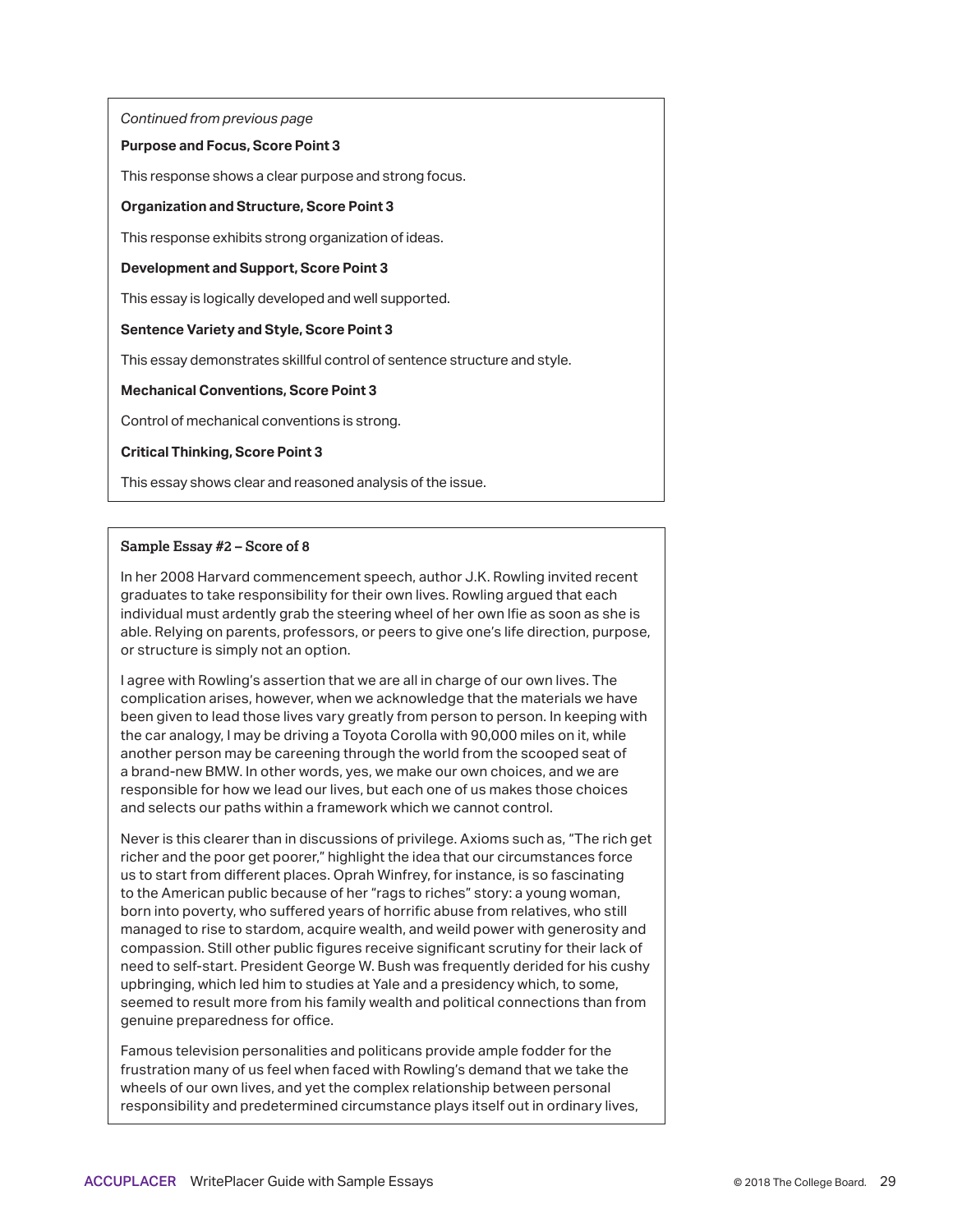*Continued from previous page*

**Purpose and Focus, Score Point 3**

This response shows a clear purpose and strong focus.

**Organization and Structure, Score Point 3**

This response exhibits strong organization of ideas.

**Development and Support, Score Point 3**

This essay is logically developed and well supported.

**Sentence Variety and Style, Score Point 3**

This essay demonstrates skillful control of sentence structure and style.

**Mechanical Conventions, Score Point 3**

Control of mechanical conventions is strong.

**Critical Thinking, Score Point 3**

This essay shows clear and reasoned analysis of the issue.

**Sample Essay #2 – Score of 8**

In her 2008 Harvard commencement speech, author J.K. Rowling invited recent graduates to take responsibility for their own lives. Rowling argued that each individual must ardently grab the steering wheel of her own lfie as soon as she is able. Relying on parents, professors, or peers to give one's life direction, purpose, or structure is simply not an option.

I agree with Rowling's assertion that we are all in charge of our own lives. The complication arises, however, when we acknowledge that the materials we have been given to lead those lives vary greatly from person to person. In keeping with the car analogy, I may be driving a Toyota Corolla with 90,000 miles on it, while another person may be careening through the world from the scooped seat of a brand-new BMW. In other words, yes, we make our own choices, and we are responsible for how we lead our lives, but each one of us makes those choices and selects our paths within a framework which we cannot control.

Never is this clearer than in discussions of privilege. Axioms such as, "The rich get richer and the poor get poorer," highlight the idea that our circumstances force us to start from different places. Oprah Winfrey, for instance, is so fascinating to the American public because of her "rags to riches" story: a young woman, born into poverty, who suffered years of horrific abuse from relatives, who still managed to rise to stardom, acquire wealth, and weild power with generosity and compassion. Still other public figures receive significant scrutiny for their lack of need to self-start. President George W. Bush was frequently derided for his cushy upbringing, which led him to studies at Yale and a presidency which, to some, seemed to result more from his family wealth and political connections than from genuine preparedness for office.

Famous television personalities and politicans provide ample fodder for the frustration many of us feel when faced with Rowling's demand that we take the wheels of our own lives, and yet the complex relationship between personal responsibility and predetermined circumstance plays itself out in ordinary lives,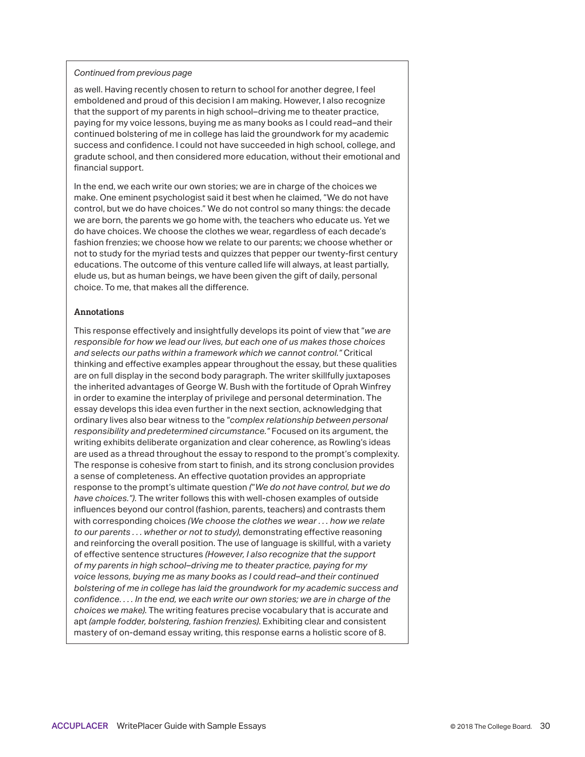*Continued from previous page*

as well. Having recently chosen to return to school for another degree, I feel emboldened and proud of this decision I am making. However, I also recognize that the support of my parents in high school–driving me to theater practice, paying for my voice lessons, buying me as many books as I could read–and their continued bolstering of me in college has laid the groundwork for my academic success and confidence. I could not have succeeded in high school, college, and gradute school, and then considered more education, without their emotional and financial support.

In the end, we each write our own stories; we are in charge of the choices we make. One eminent psychologist said it best when he claimed, "We do not have control, but we do have choices." We do not control so many things: the decade we are born, the parents we go home with, the teachers who educate us. Yet we do have choices. We choose the clothes we wear, regardless of each decade's fashion frenzies; we choose how we relate to our parents; we choose whether or not to study for the myriad tests and quizzes that pepper our twenty-first century educations. The outcome of this venture called life will always, at least partially, elude us, but as human beings, we have been given the gift of daily, personal choice. To me, that makes all the difference.

**Annotations**

This response effectively and insightfully develops its point of view that "*we are responsible for how we lead our lives, but each one of us makes those choices and selects our paths within a framework which we cannot control.*" Critical thinking and effective examples appear throughout the essay, but these qualities are on full display in the second body paragraph. The writer skillfully juxtaposes the inherited advantages of George W. Bush with the fortitude of Oprah Winfrey in order to examine the interplay of privilege and personal determination. The essay develops this idea even further in the next section, acknowledging that ordinary lives also bear witness to the "*complex relationship between personal responsibility and predetermined circumstance.*" Focused on its argument, the writing exhibits deliberate organization and clear coherence, as Rowling's ideas are used as a thread throughout the essay to respond to the prompt's complexity. The response is cohesive from start to finish, and its strong conclusion provides a sense of completeness. An effective quotation provides an appropriate response to the prompt's ultimate question *("We do not have control, but we do have choices.")*. The writer follows this with well-chosen examples of outside influences beyond our control (fashion, parents, teachers) and contrasts them with corresponding choices *(We choose the clothes we wear . . . how we relate to our parents . . . whether or not to study)*, demonstrating effective reasoning and reinforcing the overall position. The use of language is skillful, with a variety of effective sentence structures *(However, I also recognize that the support of my parents in high school–driving me to theater practice, paying for my voice lessons, buying me as many books as I could read–and their continued bolstering of me in college has laid the groundwork for my academic success and confidence. . . . In the end, we each write our own stories; we are in charge of the choices we make)*. The writing features precise vocabulary that is accurate and apt *(ample fodder, bolstering, fashion frenzies)*. Exhibiting clear and consistent mastery of on-demand essay writing, this response earns a holistic score of 8.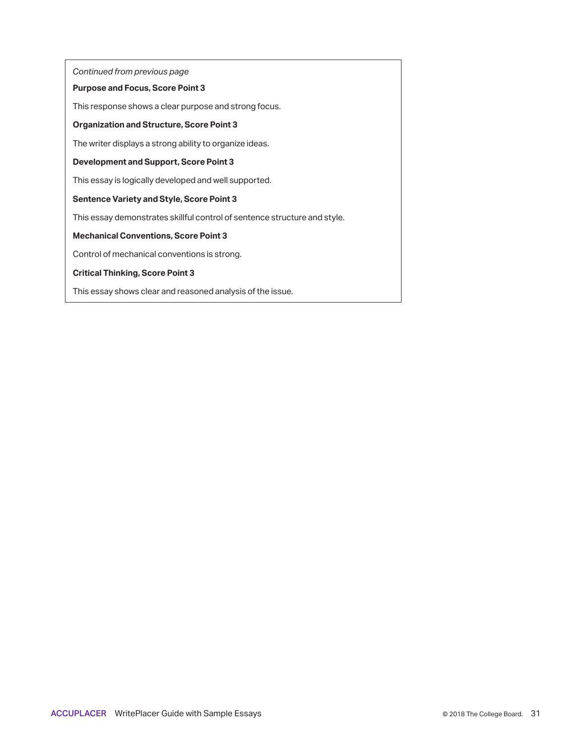*Continued from previous page*

**Purpose and Focus, Score Point 3**

This response shows a clear purpose and strong focus.

**Organization and Structure, Score Point 3**

The writer displays a strong ability to organize ideas.

**Development and Support, Score Point 3**

This essay is logically developed and well supported.

**Sentence Variety and Style, Score Point 3**

This essay demonstrates skillful control of sentence structure and style.

**Mechanical Conventions, Score Point 3**

Control of mechanical conventions is strong.

**Critical Thinking, Score Point 3**

This essay shows clear and reasoned analysis of the issue.